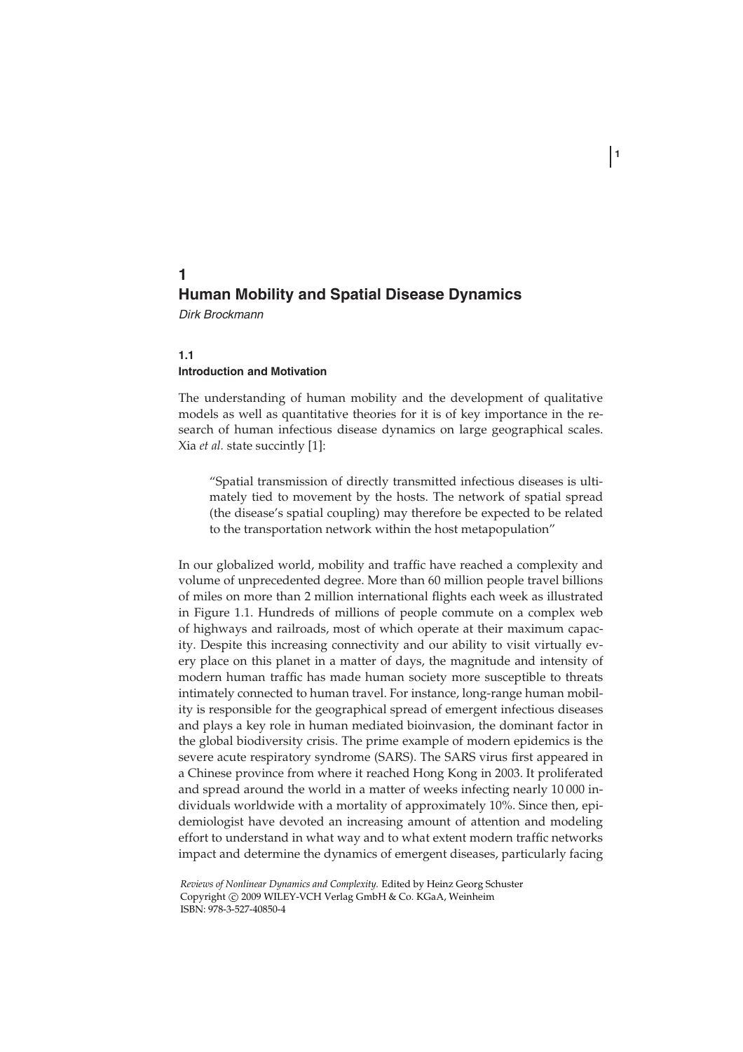# 1 Human Mobility and Spatial Disease Dynamics

*Dirk Brockmann*

## 1.1 Introduction and Motivation

The understanding of human mobility and the development of qualitative models as well as quantitative theories for it is of key importance in the research of human infectious disease dynamics on large geographical scales. Xia *et al.* state succinctly [1]:

> "Spatial transmission of directly transmitted infectious diseases is ultimately tied to movement by the hosts. The network of spatial spread (the disease's spatial coupling) may therefore be expected to be related to the transportation network within the host metapopulation"

In our globalized world, mobility and traffic have reached a complexity and volume of unprecedented degree. More than 60 million people travel billions of miles on more than 2 million international flights each week as illustrated in Figure 1.1. Hundreds of millions of people commute on a complex web of highways and railroads, most of which operate at their maximum capacity. Despite this increasing connectivity and our ability to visit virtually every place on this planet in a matter of days, the magnitude and intensity of modern human traffic has made human society more susceptible to threats intimately connected to human travel. For instance, long-range human mobility is responsible for the geographical spread of emergent infectious diseases and plays a key role in human mediated bioinvasion, the dominant factor in the global biodiversity crisis. The prime example of modern epidemics is the severe acute respiratory syndrome (SARS). The SARS virus first appeared in a Chinese province from where it reached Hong Kong in 2003. It proliferated and spread around the world in a matter of weeks infecting nearly 10 000 individuals worldwide with a mortality of approximately 10%. Since then, epidemiologist have devoted an increasing amount of attention and modeling effort to understand in what way and to what extent modern traffic networks impact and determine the dynamics of emergent diseases, particularly facing

*Reviews of Nonlinear Dynamics and Complexity.* Edited by Heinz Georg Schuster
Copyright © 2009 WILEY-VCH Verlag GmbH & Co. KGaA, Weinheim
ISBN: 978-3-527-40850-4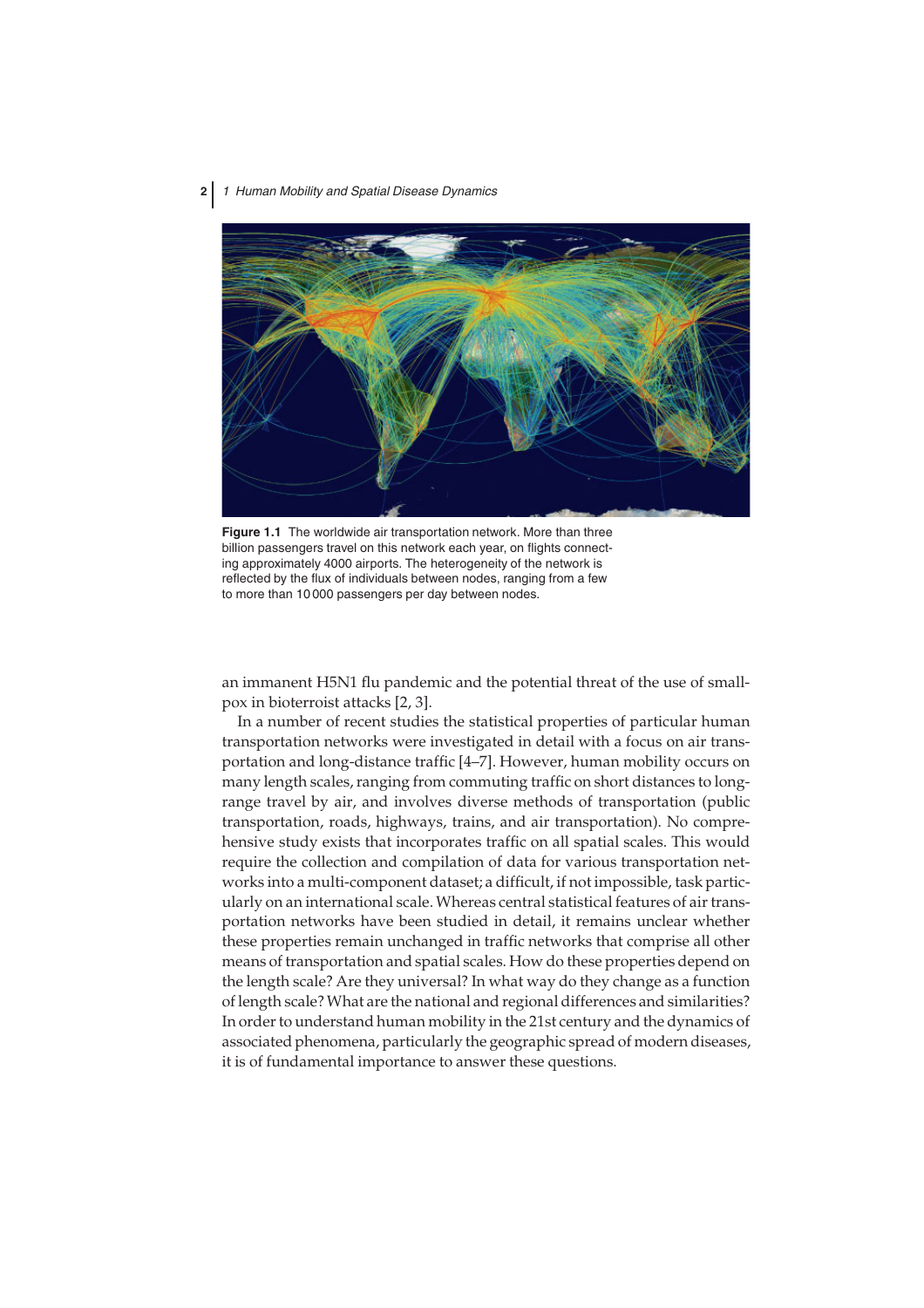Figure 1.1 The worldwide air transportation network. More than three billion passengers travel on this network each year, on flights connecting approximately 4000 airports. The heterogeneity of the network is reflected by the flux of individuals between nodes, ranging from a few to more than 10 000 passengers per day between nodes.

an immanent H5N1 flu pandemic and the potential threat of the use of smallpox in bioterroist attacks [2, 3].

In a number of recent studies the statistical properties of particular human transportation networks were investigated in detail with a focus on air transportation and long-distance traffic [4–7]. However, human mobility occurs on many length scales, ranging from commuting traffic on short distances to long-range travel by air, and involves diverse methods of transportation (public transportation, roads, highways, trains, and air transportation). No comprehensive study exists that incorporates traffic on all spatial scales. This would require the collection and compilation of data for various transportation networks into a multi-component dataset; a difficult, if not impossible, task particularly on an international scale. Whereas central statistical features of air transportation networks have been studied in detail, it remains unclear whether these properties remain unchanged in traffic networks that comprise all other means of transportation and spatial scales. How do these properties depend on the length scale? Are they universal? In what way do they change as a function of length scale? What are the national and regional differences and similarities? In order to understand human mobility in the 21st century and the dynamics of associated phenomena, particularly the geographic spread of modern diseases, it is of fundamental importance to answer these questions.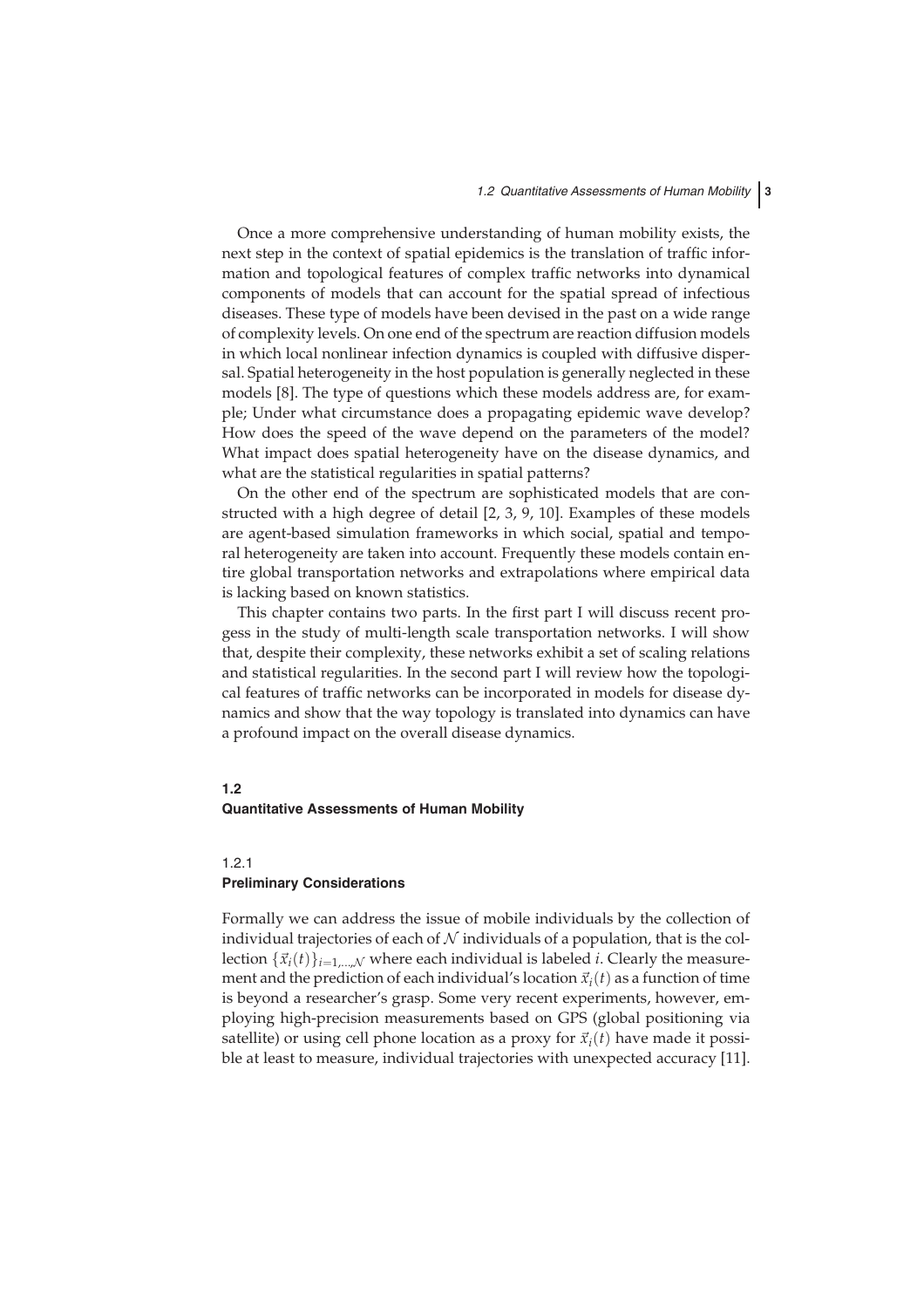Once a more comprehensive understanding of human mobility exists, the next step in the context of spatial epidemics is the translation of traffic information and topological features of complex traffic networks into dynamical components of models that can account for the spatial spread of infectious diseases. These type of models have been devised in the past on a wide range of complexity levels. On one end of the spectrum are reaction diffusion models in which local nonlinear infection dynamics is coupled with diffusive dispersal. Spatial heterogeneity in the host population is generally neglected in these models [8]. The type of questions which these models address are, for example; Under what circumstance does a propagating epidemic wave develop? How does the speed of the wave depend on the parameters of the model? What impact does spatial heterogeneity have on the disease dynamics, and what are the statistical regularities in spatial patterns?

On the other end of the spectrum are sophisticated models that are constructed with a high degree of detail [2, 3, 9, 10]. Examples of these models are agent-based simulation frameworks in which social, spatial and temporal heterogeneity are taken into account. Frequently these models contain entire global transportation networks and extrapolations where empirical data is lacking based on known statistics.

This chapter contains two parts. In the first part I will discuss recent progess in the study of multi-length scale transportation networks. I will show that, despite their complexity, these networks exhibit a set of scaling relations and statistical regularities. In the second part I will review how the topological features of traffic networks can be incorporated in models for disease dynamics and show that the way topology is translated into dynamics can have a profound impact on the overall disease dynamics.

## 1.2 Quantitative Assessments of Human Mobility

### 1.2.1 Preliminary Considerations

Formally we can address the issue of mobile individuals by the collection of individual trajectories of each of $\mathcal{N}$ individuals of a population, that is the collection $\{\vec{x}_i(t)\}_{i=1,\ldots,\mathcal{N}}$ where each individual is labeled $i$. Clearly the measurement and the prediction of each individual's location $\vec{x}_i(t)$ as a function of time is beyond a researcher's grasp. Some very recent experiments, however, employing high-precision measurements based on GPS (global positioning via satellite) or using cell phone location as a proxy for $\vec{x}_i(t)$ have made it possible at least to measure, individual trajectories with unexpected accuracy [11].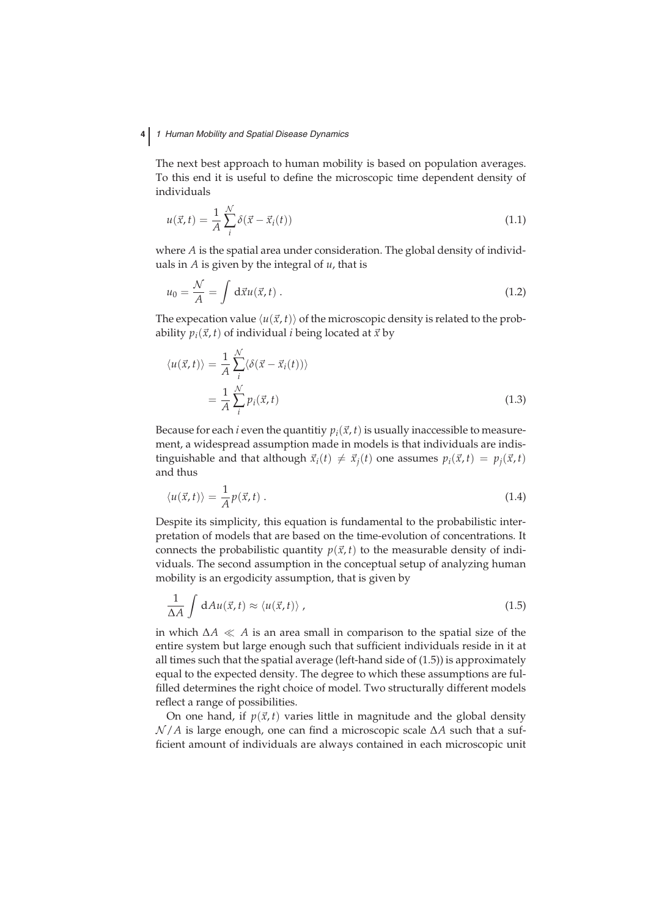The next best approach to human mobility is based on population averages. To this end it is useful to define the microscopic time dependent density of individuals

$$u(\vec{x},t) = \frac{1}{A}\sum_{i}^{\mathcal{N}} \delta(\vec{x} - \vec{x}_i(t)) \tag{1.1}$$

where $A$ is the spatial area under consideration. The global density of individuals in $A$ is given by the integral of $u$, that is

$$u_0 = \frac{\mathcal{N}}{A} = \int d\vec{x} u(\vec{x},t) \,. \tag{1.2}$$

The expecation value $\langle u(\vec{x},t)\rangle$ of the microscopic density is related to the probability $p_i(\vec{x},t)$ of individual $i$ being located at $\vec{x}$ by

$$\begin{aligned}
\langle u(\vec{x},t)\rangle &= \frac{1}{A}\sum_{i}^{\mathcal{N}} \langle \delta(\vec{x} - \vec{x}_i(t))\rangle \\
&= \frac{1}{A}\sum_{i}^{\mathcal{N}} p_i(\vec{x},t)
\end{aligned} \tag{1.3}$$

Because for each $i$ even the quantitiy $p_i(\vec{x},t)$ is usually inaccessible to measurement, a widespread assumption made in models is that individuals are indistinguishable and that although $\vec{x}_i(t) \neq \vec{x}_j(t)$ one assumes $p_i(\vec{x},t) = p_j(\vec{x},t)$ and thus

$$\langle u(\vec{x},t)\rangle = \frac{1}{A} p(\vec{x},t) \,. \tag{1.4}$$

Despite its simplicity, this equation is fundamental to the probabilistic interpretation of models that are based on the time-evolution of concentrations. It connects the probabilistic quantity $p(\vec{x},t)$ to the measurable density of individuals. The second assumption in the conceptual setup of analyzing human mobility is an ergodicity assumption, that is given by

$$\frac{1}{\Delta A}\int dA u(\vec{x},t) \approx \langle u(\vec{x},t)\rangle \,, \tag{1.5}$$

in which $\Delta A \ll A$ is an area small in comparison to the spatial size of the entire system but large enough such that sufficient individuals reside in it at all times such that the spatial average (left-hand side of (1.5)) is approximately equal to the expected density. The degree to which these assumptions are fulfilled determines the right choice of model. Two structurally different models reflect a range of possibilities.

On one hand, if $p(\vec{x},t)$ varies little in magnitude and the global density $\mathcal{N}/A$ is large enough, one can find a microscopic scale $\Delta A$ such that a sufficient amount of individuals are always contained in each microscopic unit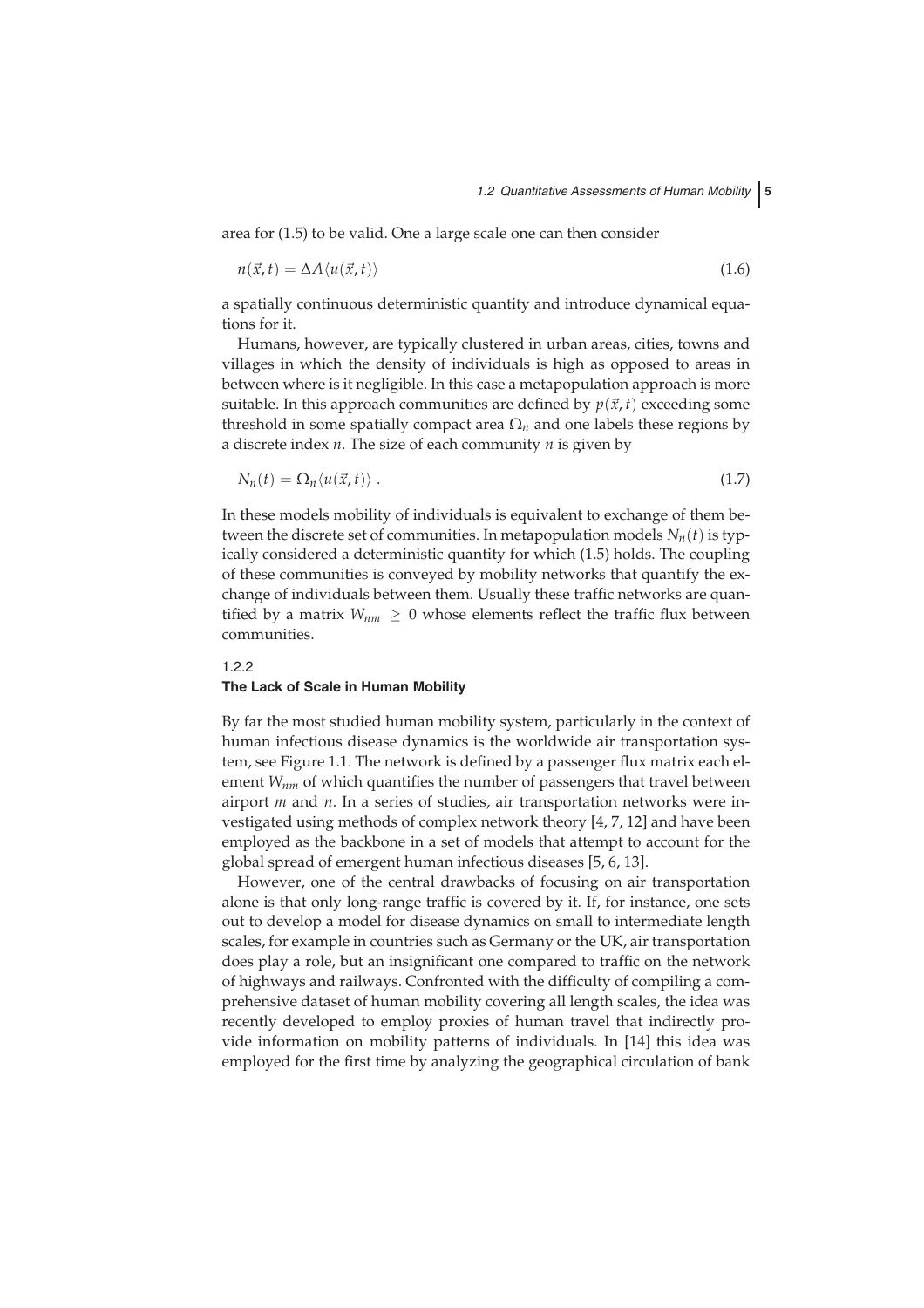area for (1.5) to be valid. One a large scale one can then consider

$$n(\vec{x}, t) = \Delta A \langle u(\vec{x}, t) \rangle \tag{1.6}$$

a spatially continuous deterministic quantity and introduce dynamical equations for it.

Humans, however, are typically clustered in urban areas, cities, towns and villages in which the density of individuals is high as opposed to areas in between where is it negligible. In this case a metapopulation approach is more suitable. In this approach communities are defined by $p(\vec{x}, t)$ exceeding some threshold in some spatially compact area $\Omega_n$ and one labels these regions by a discrete index $n$. The size of each community $n$ is given by

$$N_n(t) = \Omega_n \langle u(\vec{x}, t) \rangle \ . \tag{1.7}$$

In these models mobility of individuals is equivalent to exchange of them between the discrete set of communities. In metapopulation models $N_n(t)$ is typically considered a deterministic quantity for which (1.5) holds. The coupling of these communities is conveyed by mobility networks that quantify the exchange of individuals between them. Usually these traffic networks are quantified by a matrix $W_{nm} \geq 0$ whose elements reflect the traffic flux between communities.

### 1.2.2
### The Lack of Scale in Human Mobility

By far the most studied human mobility system, particularly in the context of human infectious disease dynamics is the worldwide air transportation system, see Figure 1.1. The network is defined by a passenger flux matrix each element $W_{nm}$ of which quantifies the number of passengers that travel between airport $m$ and $n$. In a series of studies, air transportation networks were investigated using methods of complex network theory [4, 7, 12] and have been employed as the backbone in a set of models that attempt to account for the global spread of emergent human infectious diseases [5, 6, 13].

However, one of the central drawbacks of focusing on air transportation alone is that only long-range traffic is covered by it. If, for instance, one sets out to develop a model for disease dynamics on small to intermediate length scales, for example in countries such as Germany or the UK, air transportation does play a role, but an insignificant one compared to traffic on the network of highways and railways. Confronted with the difficulty of compiling a comprehensive dataset of human mobility covering all length scales, the idea was recently developed to employ proxies of human travel that indirectly provide information on mobility patterns of individuals. In [14] this idea was employed for the first time by analyzing the geographical circulation of bank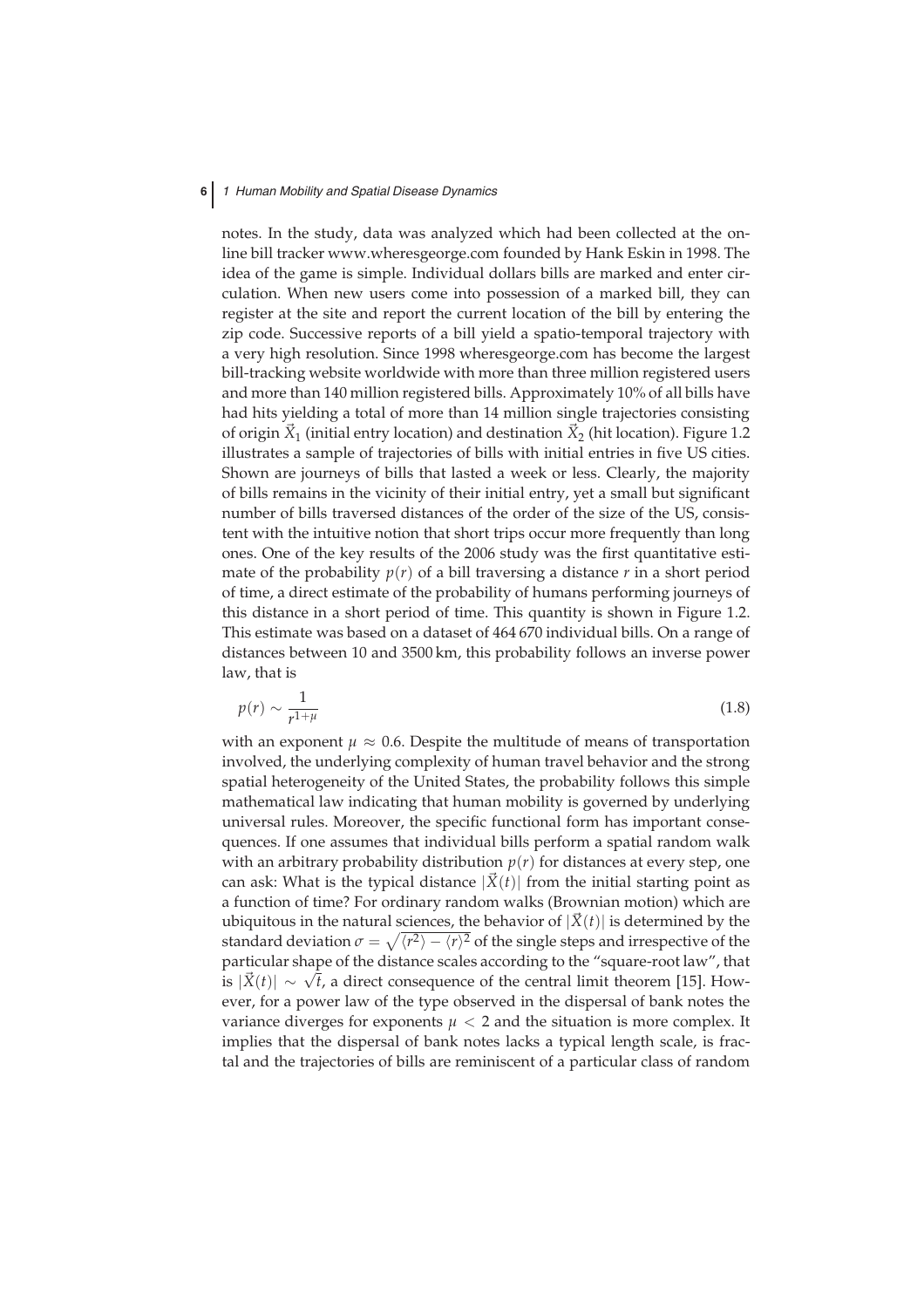notes. In the study, data was analyzed which had been collected at the online bill tracker www.wheresgeorge.com founded by Hank Eskin in 1998. The idea of the game is simple. Individual dollars bills are marked and enter circulation. When new users come into possession of a marked bill, they can register at the site and report the current location of the bill by entering the zip code. Successive reports of a bill yield a spatio-temporal trajectory with a very high resolution. Since 1998 wheresgeorge.com has become the largest bill-tracking website worldwide with more than three million registered users and more than 140 million registered bills. Approximately 10% of all bills have had hits yielding a total of more than 14 million single trajectories consisting of origin $\vec{X}_1$ (initial entry location) and destination $\vec{X}_2$ (hit location). Figure 1.2 illustrates a sample of trajectories of bills with initial entries in five US cities. Shown are journeys of bills that lasted a week or less. Clearly, the majority of bills remains in the vicinity of their initial entry, yet a small but significant number of bills traversed distances of the order of the size of the US, consistent with the intuitive notion that short trips occur more frequently than long ones. One of the key results of the 2006 study was the first quantitative estimate of the probability $p(r)$ of a bill traversing a distance $r$ in a short period of time, a direct estimate of the probability of humans performing journeys of this distance in a short period of time. This quantity is shown in Figure 1.2. This estimate was based on a dataset of 464 670 individual bills. On a range of distances between 10 and 3500 km, this probability follows an inverse power law, that is

$$p(r) \sim \frac{1}{r^{1+\mu}} \tag{1.8}$$

with an exponent $\mu \approx 0.6$. Despite the multitude of means of transportation involved, the underlying complexity of human travel behavior and the strong spatial heterogeneity of the United States, the probability follows this simple mathematical law indicating that human mobility is governed by underlying universal rules. Moreover, the specific functional form has important consequences. If one assumes that individual bills perform a spatial random walk with an arbitrary probability distribution $p(r)$ for distances at every step, one can ask: What is the typical distance $|\vec{X}(t)|$ from the initial starting point as a function of time? For ordinary random walks (Brownian motion) which are ubiquitous in the natural sciences, the behavior of $|\vec{X}(t)|$ is determined by the standard deviation $\sigma = \sqrt{\langle r^2 \rangle - \langle r \rangle^2}$ of the single steps and irrespective of the particular shape of the distance scales according to the "square-root law", that is $|\vec{X}(t)| \sim \sqrt{t}$, a direct consequence of the central limit theorem [15]. However, for a power law of the type observed in the dispersal of bank notes the variance diverges for exponents $\mu < 2$ and the situation is more complex. It implies that the dispersal of bank notes lacks a typical length scale, is fractal and the trajectories of bills are reminiscent of a particular class of random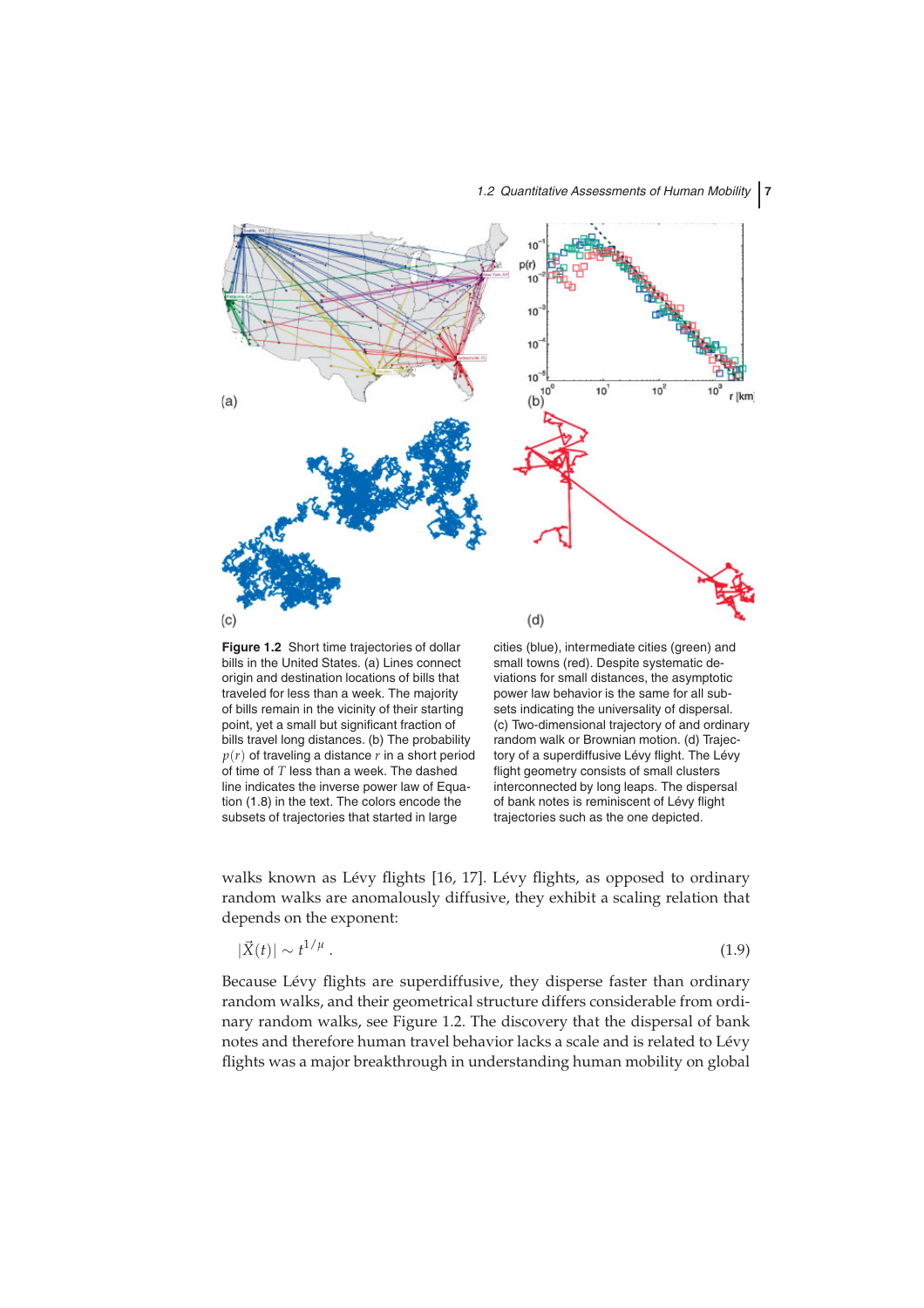**Figure 1.2** Short time trajectories of dollar bills in the United States. (a) Lines connect origin and destination locations of bills that traveled for less than a week. The majority of bills remain in the vicinity of their starting point, yet a small but significant fraction of bills travel long distances. (b) The probability $p(r)$ of traveling a distance $r$ in a short period of time of $T$ less than a week. The dashed line indicates the inverse power law of Equation (1.8) in the text. The colors encode the subsets of trajectories that started in large cities (blue), intermediate cities (green) and small towns (red). Despite systematic deviations for small distances, the asymptotic power law behavior is the same for all subsets indicating the universality of dispersal. (c) Two-dimensional trajectory of and ordinary random walk or Brownian motion. (d) Trajectory of a superdiffusive Lévy flight. The Lévy flight geometry consists of small clusters interconnected by long leaps. The dispersal of bank notes is reminiscent of Lévy flight trajectories such as the one depicted.

walks known as Lévy flights [16, 17]. Lévy flights, as opposed to ordinary random walks are anomalously diffusive, they exhibit a scaling relation that depends on the exponent:

$$|\vec{X}(t)| \sim t^{1/\mu} . \tag{1.9}$$

Because Lévy flights are superdiffusive, they disperse faster than ordinary random walks, and their geometrical structure differs considerable from ordinary random walks, see Figure 1.2. The discovery that the dispersal of bank notes and therefore human travel behavior lacks a scale and is related to Lévy flights was a major breakthrough in understanding human mobility on global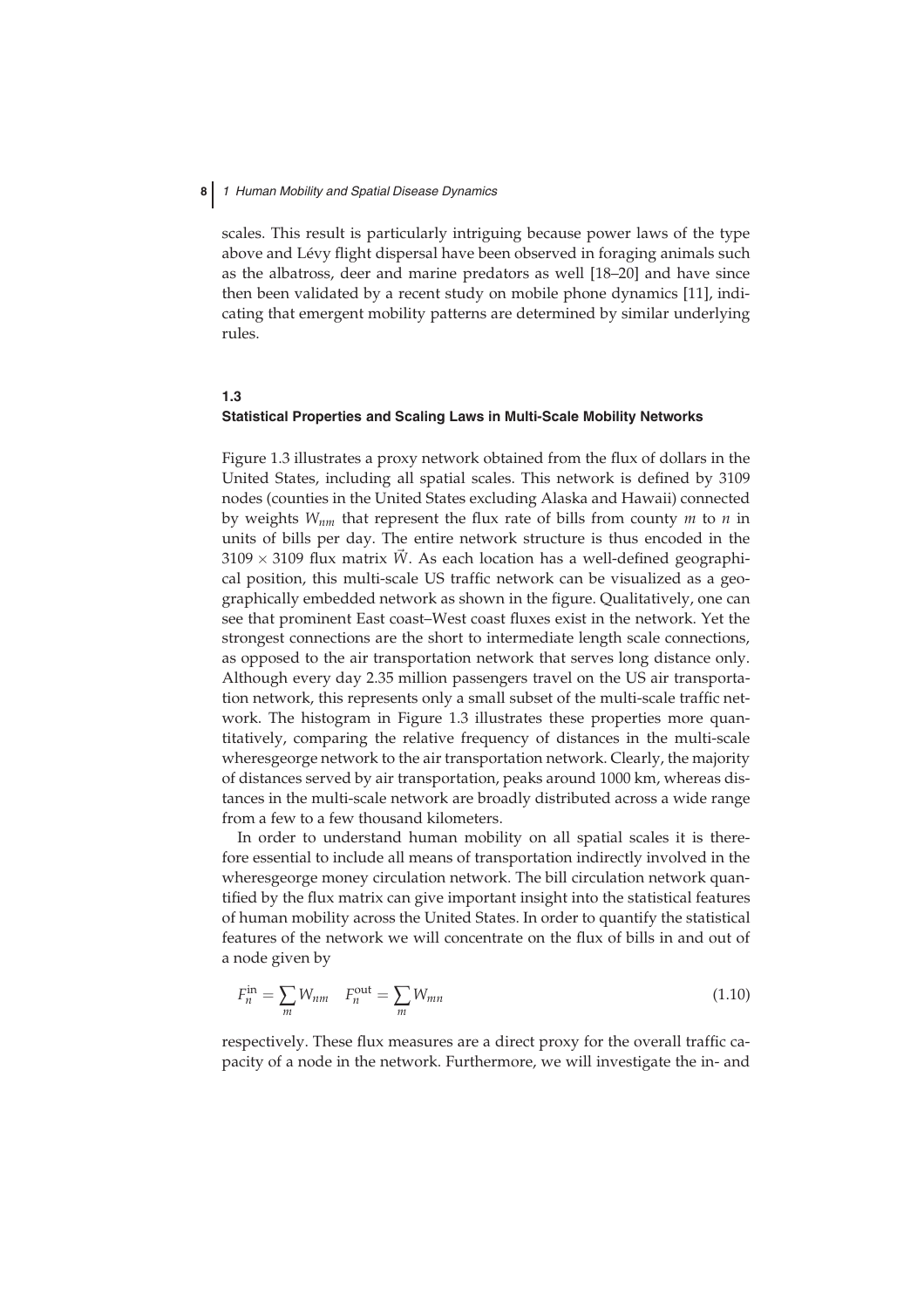scales. This result is particularly intriguing because power laws of the type above and Lévy flight dispersal have been observed in foraging animals such as the albatross, deer and marine predators as well [18–20] and have since then been validated by a recent study on mobile phone dynamics [11], indicating that emergent mobility patterns are determined by similar underlying rules.

## 1.3
## Statistical Properties and Scaling Laws in Multi-Scale Mobility Networks

Figure 1.3 illustrates a proxy network obtained from the flux of dollars in the United States, including all spatial scales. This network is defined by 3109 nodes (counties in the United States excluding Alaska and Hawaii) connected by weights $W_{nm}$ that represent the flux rate of bills from county $m$ to $n$ in units of bills per day. The entire network structure is thus encoded in the $3109 \times 3109$ flux matrix $\vec{W}$. As each location has a well-defined geographical position, this multi-scale US traffic network can be visualized as a geographically embedded network as shown in the figure. Qualitatively, one can see that prominent East coast–West coast fluxes exist in the network. Yet the strongest connections are the short to intermediate length scale connections, as opposed to the air transportation network that serves long distance only. Although every day 2.35 million passengers travel on the US air transportation network, this represents only a small subset of the multi-scale traffic network. The histogram in Figure 1.3 illustrates these properties more quantitatively, comparing the relative frequency of distances in the multi-scale wheresgeorge network to the air transportation network. Clearly, the majority of distances served by air transportation, peaks around 1000 km, whereas distances in the multi-scale network are broadly distributed across a wide range from a few to a few thousand kilometers.

In order to understand human mobility on all spatial scales it is therefore essential to include all means of transportation indirectly involved in the wheresgeorge money circulation network. The bill circulation network quantified by the flux matrix can give important insight into the statistical features of human mobility across the United States. In order to quantify the statistical features of the network we will concentrate on the flux of bills in and out of a node given by

$$F_n^{\text{in}} = \sum_m W_{nm} \quad F_n^{\text{out}} = \sum_m W_{mn} \tag{1.10}$$

respectively. These flux measures are a direct proxy for the overall traffic capacity of a node in the network. Furthermore, we will investigate the in- and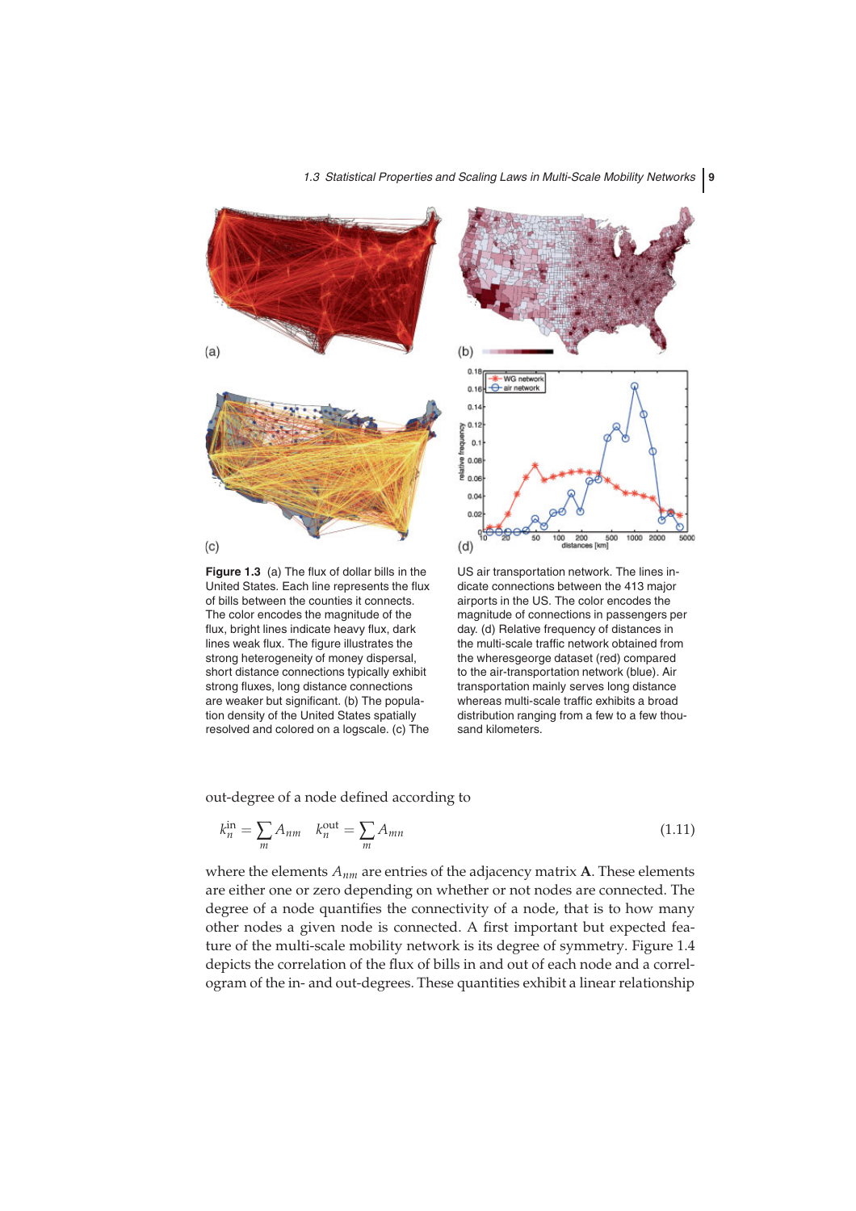**Figure 1.3** (a) The flux of dollar bills in the United States. Each line represents the flux of bills between the counties it connects. The color encodes the magnitude of the flux, bright lines indicate heavy flux, dark lines weak flux. The figure illustrates the strong heterogeneity of money dispersal, short distance connections typically exhibit strong fluxes, long distance connections are weaker but significant. (b) The population density of the United States spatially resolved and colored on a logscale. (c) The US air transportation network. The lines indicate connections between the 413 major airports in the US. The color encodes the magnitude of connections in passengers per day. (d) Relative frequency of distances in the multi-scale traffic network obtained from the wheresgeorge dataset (red) compared to the air-transportation network (blue). Air transportation mainly serves long distance whereas multi-scale traffic exhibits a broad distribution ranging from a few to a few thousand kilometers.

out-degree of a node defined according to

$$k_n^{\text{in}} = \sum_m A_{nm} \quad k_n^{\text{out}} = \sum_m A_{mn} \tag{1.11}$$

where the elements $A_{nm}$ are entries of the adjacency matrix **A**. These elements are either one or zero depending on whether or not nodes are connected. The degree of a node quantifies the connectivity of a node, that is to how many other nodes a given node is connected. A first important but expected feature of the multi-scale mobility network is its degree of symmetry. Figure 1.4 depicts the correlation of the flux of bills in and out of each node and a correlogram of the in- and out-degrees. These quantities exhibit a linear relationship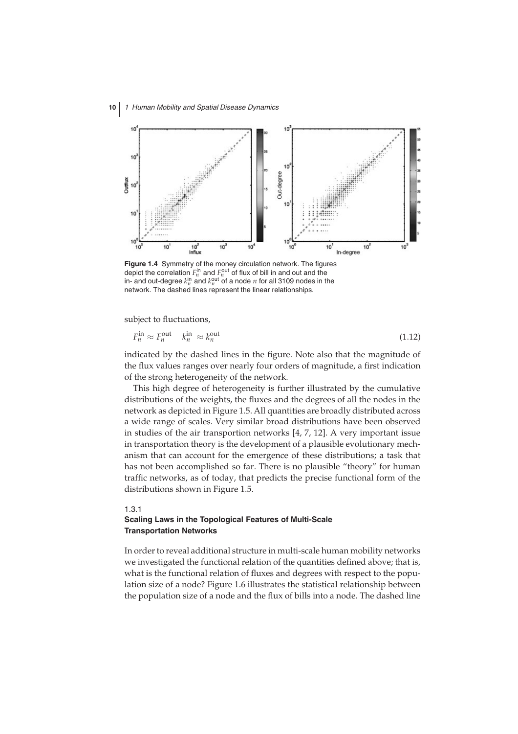**Figure 1.4** Symmetry of the money circulation network. The figures depict the correlation $F_n^{\text{in}}$ and $F_n^{\text{out}}$ of flux of bill in and out and the in- and out-degree $k_n^{\text{in}}$ and $k_n^{\text{out}}$ of a node $n$ for all 3109 nodes in the network. The dashed lines represent the linear relationships.

subject to fluctuations,

$$F_n^{\text{in}} \approx F_n^{\text{out}} \quad k_n^{\text{in}} \approx k_n^{\text{out}} \tag{1.12}$$

indicated by the dashed lines in the figure. Note also that the magnitude of the flux values ranges over nearly four orders of magnitude, a first indication of the strong heterogeneity of the network.

This high degree of heterogeneity is further illustrated by the cumulative distributions of the weights, the fluxes and the degrees of all the nodes in the network as depicted in Figure 1.5. All quantities are broadly distributed across a wide range of scales. Very similar broad distributions have been observed in studies of the air transportion networks [4, 7, 12]. A very important issue in transportation theory is the development of a plausible evolutionary mechanism that can account for the emergence of these distributions; a task that has not been accomplished so far. There is no plausible "theory" for human traffic networks, as of today, that predicts the precise functional form of the distributions shown in Figure 1.5.

### 1.3.1 Scaling Laws in the Topological Features of Multi-Scale Transportation Networks

In order to reveal additional structure in multi-scale human mobility networks we investigated the functional relation of the quantities defined above; that is, what is the functional relation of fluxes and degrees with respect to the population size of a node? Figure 1.6 illustrates the statistical relationship between the population size of a node and the flux of bills into a node. The dashed line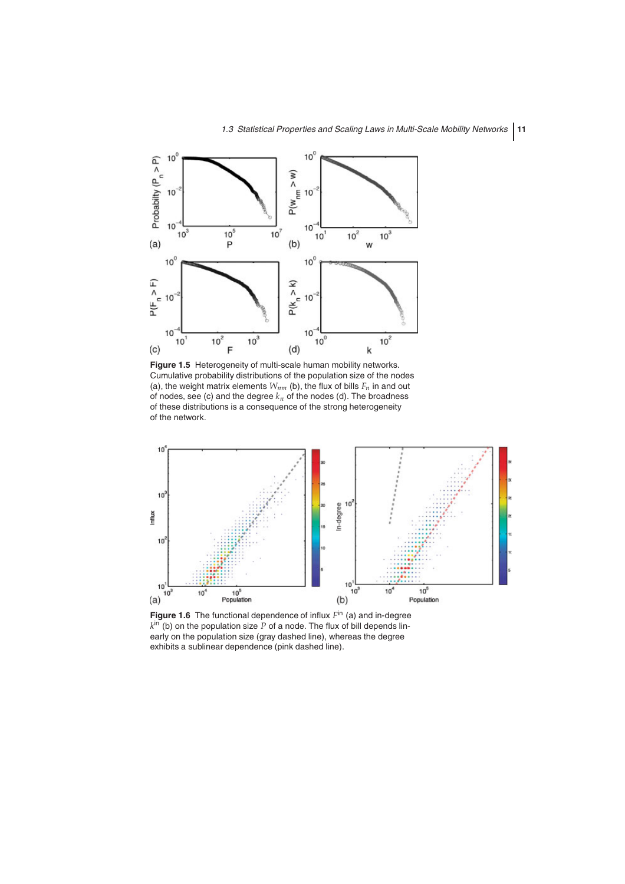**Figure 1.5** Heterogeneity of multi-scale human mobility networks. Cumulative probability distributions of the population size of the nodes (a), the weight matrix elements $W_{nm}$ (b), the flux of bills $F_n$ in and out of nodes, see (c) and the degree $k_n$ of the nodes (d). The broadness of these distributions is a consequence of the strong heterogeneity of the network.

**Figure 1.6** The functional dependence of influx $F^{\text{in}}$ (a) and in-degree $k^{\text{in}}$ (b) on the population size $P$ of a node. The flux of bill depends linearly on the population size (gray dashed line), whereas the degree exhibits a sublinear dependence (pink dashed line).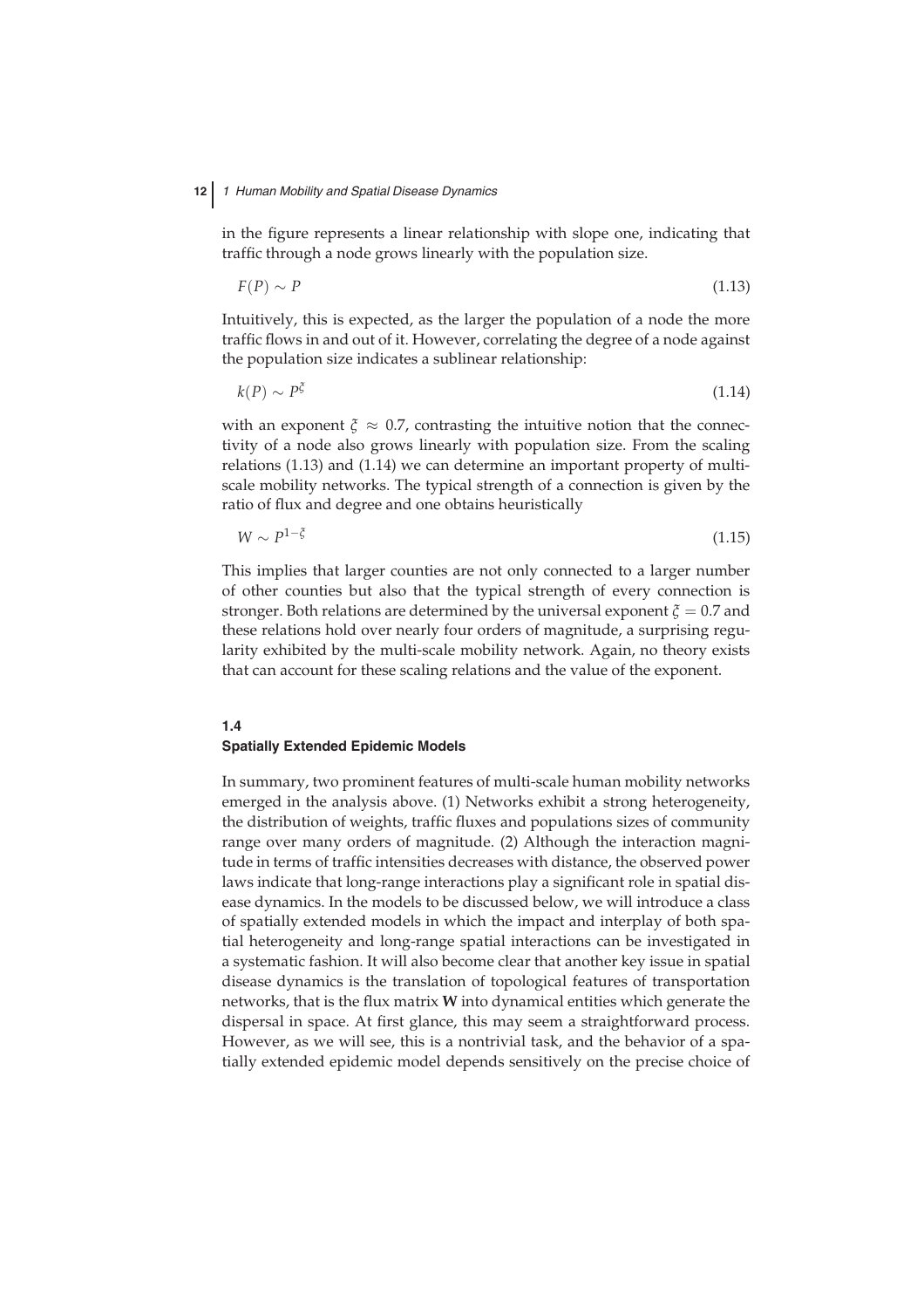in the figure represents a linear relationship with slope one, indicating that traffic through a node grows linearly with the population size.

$$F(P) \sim P \tag{1.13}$$

Intuitively, this is expected, as the larger the population of a node the more traffic flows in and out of it. However, correlating the degree of a node against the population size indicates a sublinear relationship:

$$k(P) \sim P^{\xi} \tag{1.14}$$

with an exponent $\xi \approx 0.7$, contrasting the intuitive notion that the connectivity of a node also grows linearly with population size. From the scaling relations (1.13) and (1.14) we can determine an important property of multi-scale mobility networks. The typical strength of a connection is given by the ratio of flux and degree and one obtains heuristically

$$W \sim P^{1-\xi} \tag{1.15}$$

This implies that larger counties are not only connected to a larger number of other counties but also that the typical strength of every connection is stronger. Both relations are determined by the universal exponent $\xi = 0.7$ and these relations hold over nearly four orders of magnitude, a surprising regularity exhibited by the multi-scale mobility network. Again, no theory exists that can account for these scaling relations and the value of the exponent.

## 1.4 Spatially Extended Epidemic Models

In summary, two prominent features of multi-scale human mobility networks emerged in the analysis above. (1) Networks exhibit a strong heterogeneity, the distribution of weights, traffic fluxes and populations sizes of community range over many orders of magnitude. (2) Although the interaction magnitude in terms of traffic intensities decreases with distance, the observed power laws indicate that long-range interactions play a significant role in spatial disease dynamics. In the models to be discussed below, we will introduce a class of spatially extended models in which the impact and interplay of both spatial heterogeneity and long-range spatial interactions can be investigated in a systematic fashion. It will also become clear that another key issue in spatial disease dynamics is the translation of topological features of transportation networks, that is the flux matrix $\mathbf{W}$ into dynamical entities which generate the dispersal in space. At first glance, this may seem a straightforward process. However, as we will see, this is a nontrivial task, and the behavior of a spatially extended epidemic model depends sensitively on the precise choice of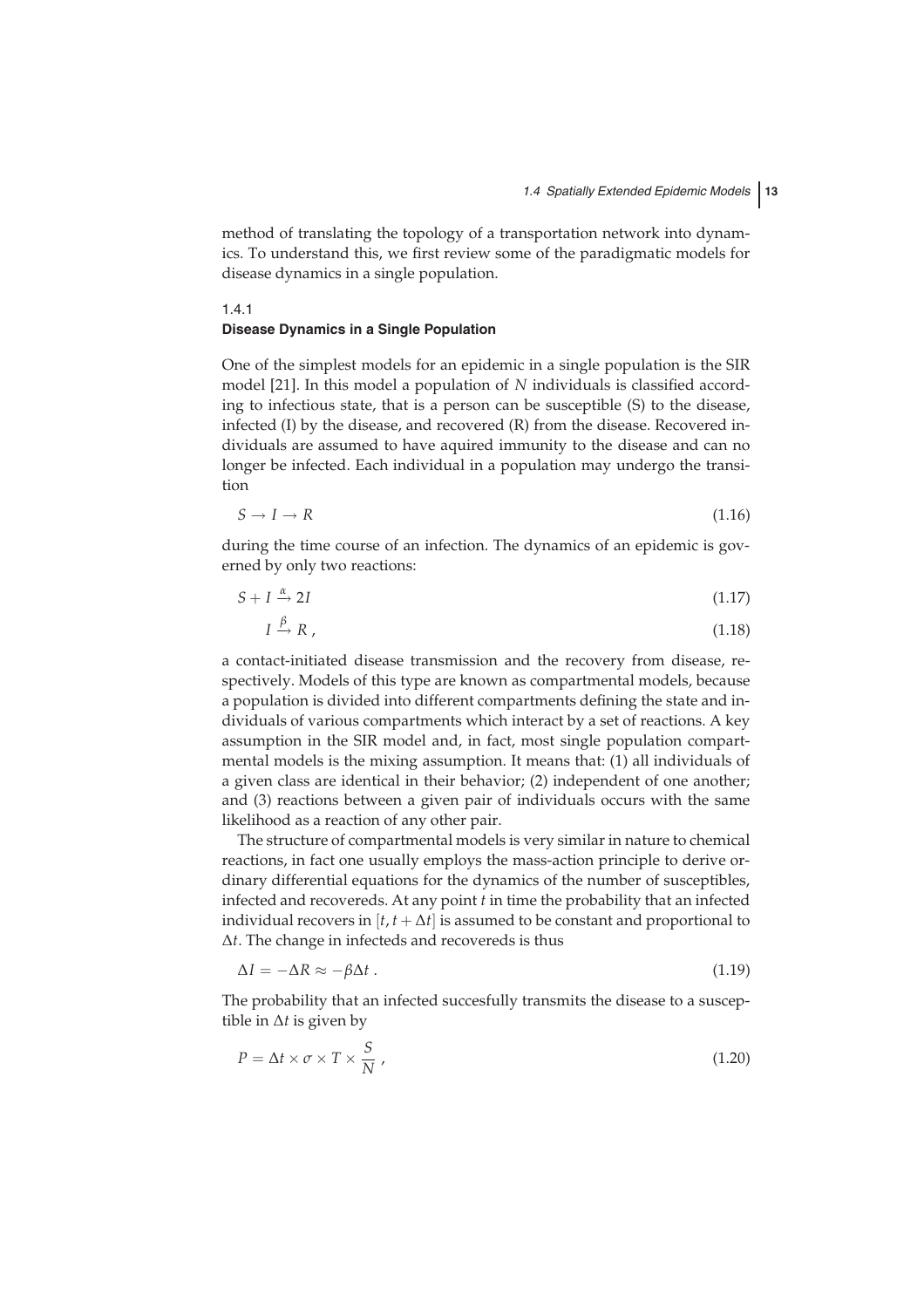method of translating the topology of a transportation network into dynamics. To understand this, we first review some of the paradigmatic models for disease dynamics in a single population.

### 1.4.1 Disease Dynamics in a Single Population

One of the simplest models for an epidemic in a single population is the SIR model [21]. In this model a population of $N$ individuals is classified according to infectious state, that is a person can be susceptible (S) to the disease, infected (I) by the disease, and recovered (R) from the disease. Recovered individuals are assumed to have aquired immunity to the disease and can no longer be infected. Each individual in a population may undergo the transition

$$S \rightarrow I \rightarrow R \tag{1.16}$$

during the time course of an infection. The dynamics of an epidemic is governed by only two reactions:

$$S + I \xrightarrow{\alpha} 2I \tag{1.17}$$

$$I \xrightarrow{\beta} R\,, \tag{1.18}$$

a contact-initiated disease transmission and the recovery from disease, respectively. Models of this type are known as compartmental models, because a population is divided into different compartments defining the state and individuals of various compartments which interact by a set of reactions. A key assumption in the SIR model and, in fact, most single population compartmental models is the mixing assumption. It means that: (1) all individuals of a given class are identical in their behavior; (2) independent of one another; and (3) reactions between a given pair of individuals occurs with the same likelihood as a reaction of any other pair.

The structure of compartmental models is very similar in nature to chemical reactions, in fact one usually employs the mass-action principle to derive ordinary differential equations for the dynamics of the number of susceptibles, infected and recovereds. At any point $t$ in time the probability that an infected individual recovers in $[t, t + \Delta t]$ is assumed to be constant and proportional to $\Delta t$. The change in infecteds and recovereds is thus

$$\Delta I = -\Delta R \approx -\beta \Delta t\,. \tag{1.19}$$

The probability that an infected succesfully transmits the disease to a susceptible in $\Delta t$ is given by

$$P = \Delta t \times \sigma \times T \times \frac{S}{N}\,, \tag{1.20}$$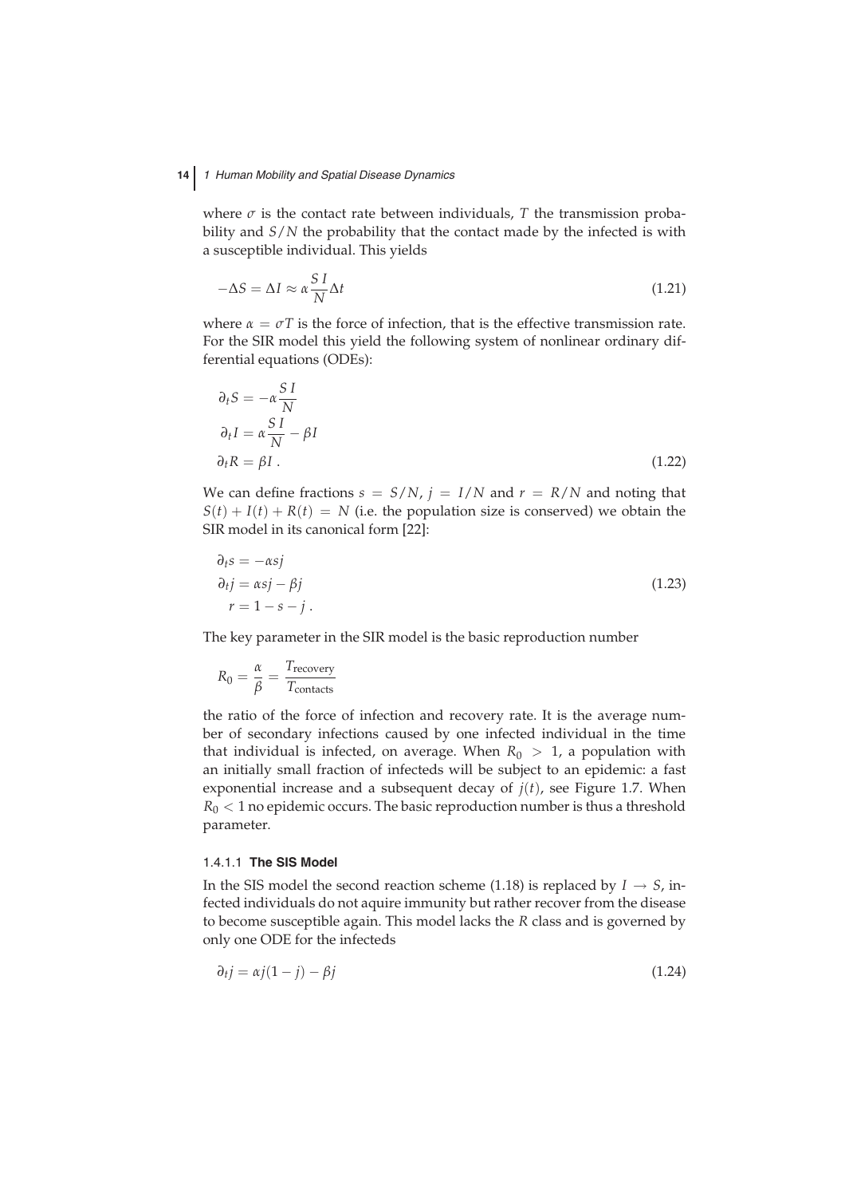where $\sigma$ is the contact rate between individuals, $T$ the transmission probability and $S/N$ the probability that the contact made by the infected is with a susceptible individual. This yields

$$-\Delta S = \Delta I \approx \alpha \frac{S\,I}{N} \Delta t \tag{1.21}$$

where $\alpha = \sigma T$ is the force of infection, that is the effective transmission rate. For the SIR model this yield the following system of nonlinear ordinary differential equations (ODEs):

$$\begin{aligned}
\partial_t S &= -\alpha \frac{S\,I}{N} \\
\partial_t I &= \alpha \frac{S\,I}{N} - \beta I \\
\partial_t R &= \beta I \,.
\end{aligned} \tag{1.22}$$

We can define fractions $s = S/N$, $j = I/N$ and $r = R/N$ and noting that $S(t) + I(t) + R(t) = N$ (i.e. the population size is conserved) we obtain the SIR model in its canonical form [22]:

$$\begin{aligned}
\partial_t s &= -\alpha s j \\
\partial_t j &= \alpha s j - \beta j \\
r &= 1 - s - j \,.
\end{aligned} \tag{1.23}$$

The key parameter in the SIR model is the basic reproduction number

$$R_0 = \frac{\alpha}{\beta} = \frac{T_{\text{recovery}}}{T_{\text{contacts}}}$$

the ratio of the force of infection and recovery rate. It is the average number of secondary infections caused by one infected individual in the time that individual is infected, on average. When $R_0 > 1$, a population with an initially small fraction of infecteds will be subject to an epidemic: a fast exponential increase and a subsequent decay of $j(t)$, see Figure 1.7. When $R_0 < 1$ no epidemic occurs. The basic reproduction number is thus a threshold parameter.

#### 1.4.1.1 **The SIS Model**

In the SIS model the second reaction scheme (1.18) is replaced by $I \rightarrow S$, infected individuals do not aquire immunity but rather recover from the disease to become susceptible again. This model lacks the $R$ class and is governed by only one ODE for the infecteds

$$\partial_t j = \alpha j(1 - j) - \beta j \tag{1.24}$$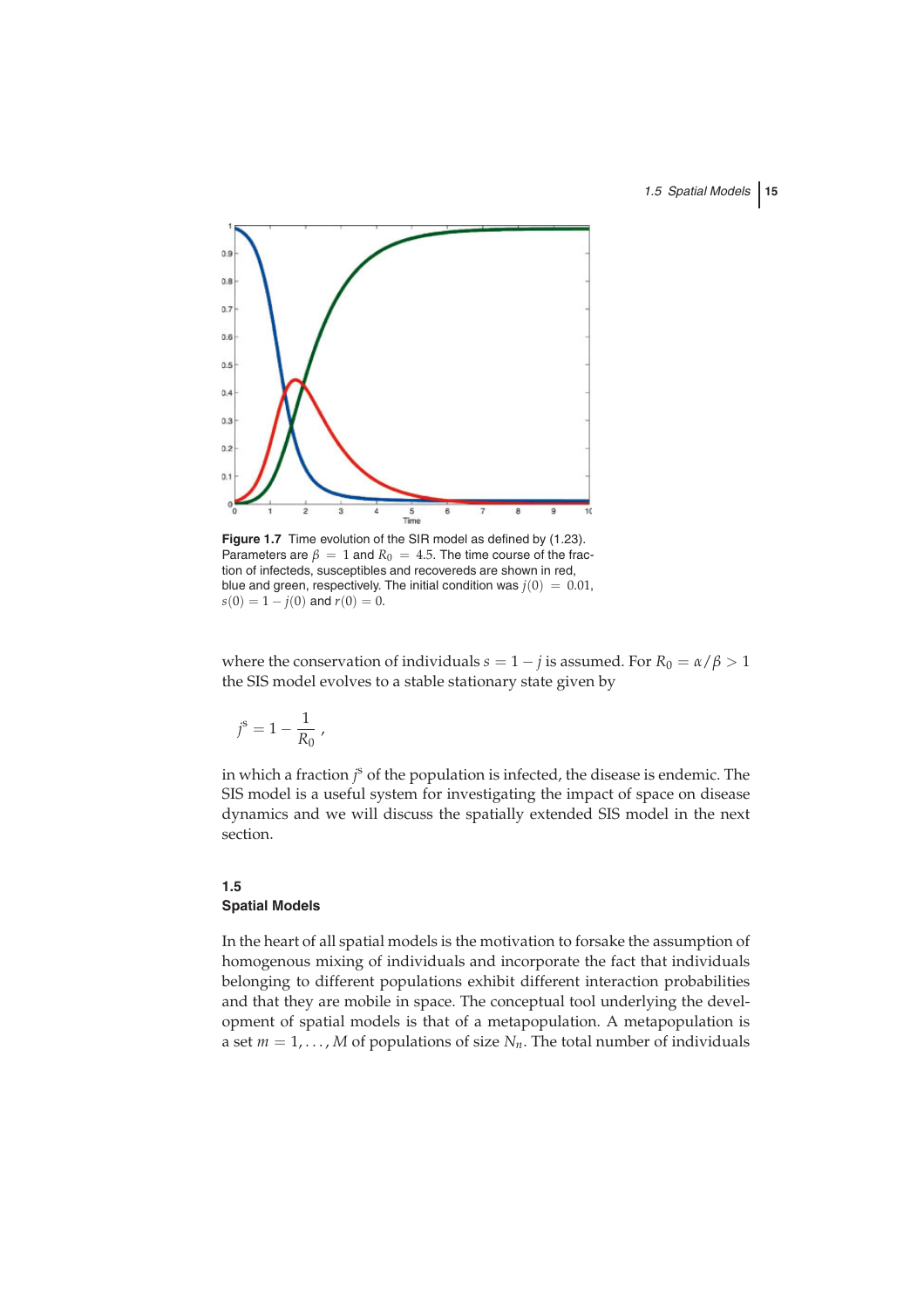**Figure 1.7** Time evolution of the SIR model as defined by (1.23). Parameters are $\beta = 1$ and $R_0 = 4.5$. The time course of the fraction of infecteds, susceptibles and recovereds are shown in red, blue and green, respectively. The initial condition was $j(0) = 0.01$, $s(0) = 1 - j(0)$ and $r(0) = 0$.

where the conservation of individuals $s = 1 - j$ is assumed. For $R_0 = \alpha/\beta > 1$ the SIS model evolves to a stable stationary state given by

$$j^{s} = 1 - \frac{1}{R_0} ,$$

in which a fraction $j^{s}$ of the population is infected, the disease is endemic. The SIS model is a useful system for investigating the impact of space on disease dynamics and we will discuss the spatially extended SIS model in the next section.

## 1.5 Spatial Models

In the heart of all spatial models is the motivation to forsake the assumption of homogenous mixing of individuals and incorporate the fact that individuals belonging to different populations exhibit different interaction probabilities and that they are mobile in space. The conceptual tool underlying the development of spatial models is that of a metapopulation. A metapopulation is a set $m = 1, \ldots, M$ of populations of size $N_n$. The total number of individuals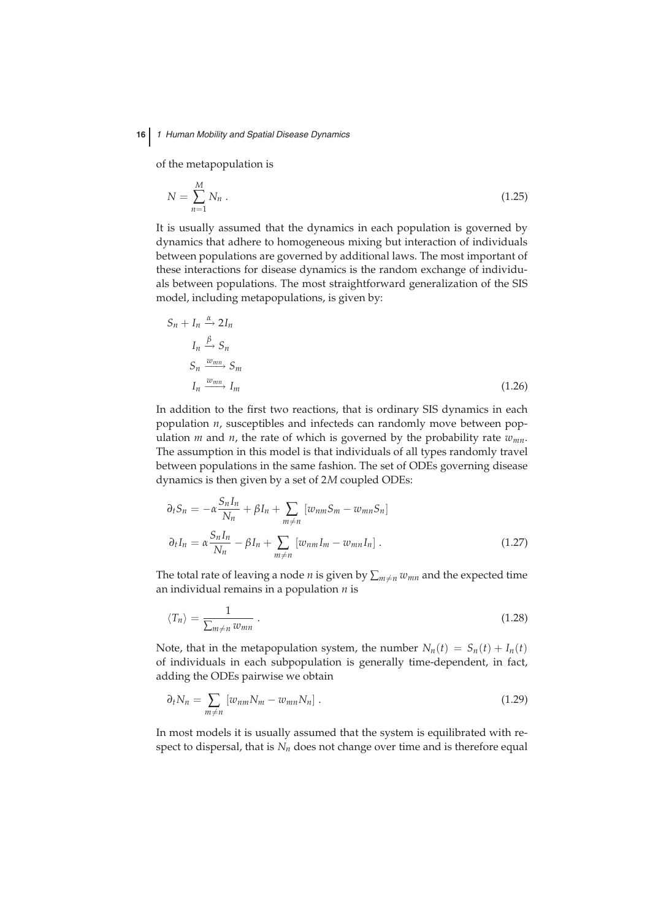of the metapopulation is

$$N = \sum_{n=1}^{M} N_n \,. \tag{1.25}$$

It is usually assumed that the dynamics in each population is governed by dynamics that adhere to homogeneous mixing but interaction of individuals between populations are governed by additional laws. The most important of these interactions for disease dynamics is the random exchange of individuals between populations. The most straightforward generalization of the SIS model, including metapopulations, is given by:

$$\begin{aligned}
S_n + I_n &\xrightarrow{\alpha} 2I_n \\
I_n &\xrightarrow{\beta} S_n \\
S_n &\xrightarrow{w_{mn}} S_m \\
I_n &\xrightarrow{w_{mn}} I_m
\end{aligned} \tag{1.26}$$

In addition to the first two reactions, that is ordinary SIS dynamics in each population $n$, susceptibles and infecteds can randomly move between population $m$ and $n$, the rate of which is governed by the probability rate $w_{mn}$. The assumption in this model is that individuals of all types randomly travel between populations in the same fashion. The set of ODEs governing disease dynamics is then given by a set of $2M$ coupled ODEs:

$$\begin{aligned}
\partial_t S_n &= -\alpha \frac{S_n I_n}{N_n} + \beta I_n + \sum_{m \neq n} \left[ w_{nm} S_m - w_{mn} S_n \right] \\
\partial_t I_n &= \alpha \frac{S_n I_n}{N_n} - \beta I_n + \sum_{m \neq n} \left[ w_{nm} I_m - w_{mn} I_n \right] .
\end{aligned} \tag{1.27}$$

The total rate of leaving a node $n$ is given by $\sum_{m \neq n} w_{mn}$ and the expected time an individual remains in a population $n$ is

$$\langle T_n \rangle = \frac{1}{\sum_{m \neq n} w_{mn}} \,. \tag{1.28}$$

Note, that in the metapopulation system, the number $N_n(t) = S_n(t) + I_n(t)$ of individuals in each subpopulation is generally time-dependent, in fact, adding the ODEs pairwise we obtain

$$\partial_t N_n = \sum_{m \neq n} \left[ w_{nm} N_m - w_{mn} N_n \right] . \tag{1.29}$$

In most models it is usually assumed that the system is equilibrated with respect to dispersal, that is $N_n$ does not change over time and is therefore equal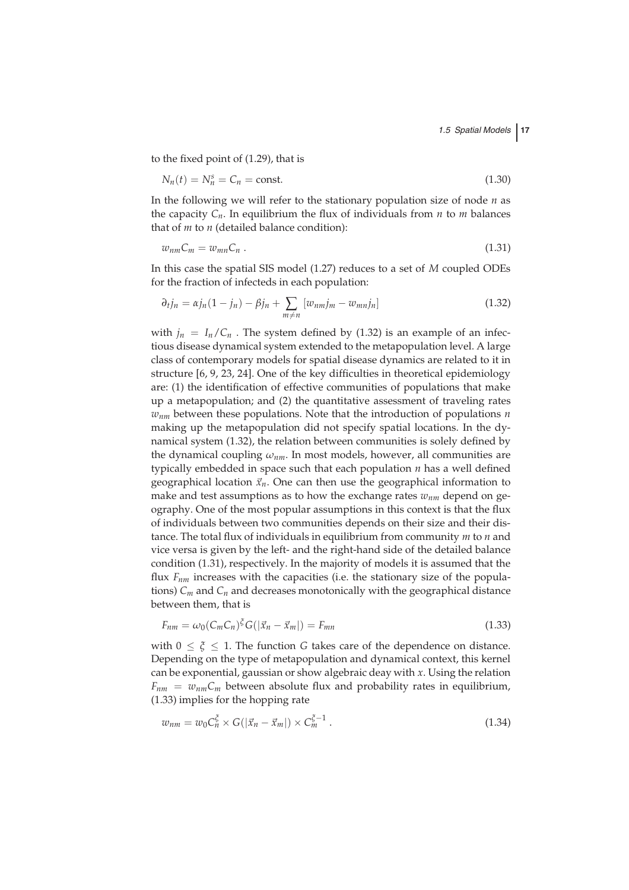to the fixed point of (1.29), that is

$$N_n(t) = N_n^s = C_n = \text{const.} \tag{1.30}$$

In the following we will refer to the stationary population size of node $n$ as the capacity $C_n$. In equilibrium the flux of individuals from $n$ to $m$ balances that of $m$ to $n$ (detailed balance condition):

$$w_{nm} C_m = w_{mn} C_n \ . \tag{1.31}$$

In this case the spatial SIS model (1.27) reduces to a set of $M$ coupled ODEs for the fraction of infecteds in each population:

$$\partial_t j_n = \alpha j_n (1 - j_n) - \beta j_n + \sum_{m \neq n} \left[ w_{nm} j_m - w_{mn} j_n \right] \tag{1.32}$$

with $j_n = I_n / C_n$ . The system defined by (1.32) is an example of an infectious disease dynamical system extended to the metapopulation level. A large class of contemporary models for spatial disease dynamics are related to it in structure [6, 9, 23, 24]. One of the key difficulties in theoretical epidemiology are: (1) the identification of effective communities of populations that make up a metapopulation; and (2) the quantitative assessment of traveling rates $w_{nm}$ between these populations. Note that the introduction of populations $n$ making up the metapopulation did not specify spatial locations. In the dynamical system (1.32), the relation between communities is solely defined by the dynamical coupling $\omega_{nm}$. In most models, however, all communities are typically embedded in space such that each population $n$ has a well defined geographical location $\vec{x}_n$. One can then use the geographical information to make and test assumptions as to how the exchange rates $w_{nm}$ depend on geography. One of the most popular assumptions in this context is that the flux of individuals between two communities depends on their size and their distance. The total flux of individuals in equilibrium from community $m$ to $n$ and vice versa is given by the left- and the right-hand side of the detailed balance condition (1.31), respectively. In the majority of models it is assumed that the flux $F_{nm}$ increases with the capacities (i.e. the stationary size of the populations) $C_m$ and $C_n$ and decreases monotonically with the geographical distance between them, that is

$$F_{nm} = \omega_0 (C_m C_n)^{\xi} G(|\vec{x}_n - \vec{x}_m|) = F_{mn} \tag{1.33}$$

with $0 \leq \xi \leq 1$. The function $G$ takes care of the dependence on distance. Depending on the type of metapopulation and dynamical context, this kernel can be exponential, gaussian or show algebraic deay with $x$. Using the relation $F_{nm} = w_{nm} C_m$ between absolute flux and probability rates in equilibrium, (1.33) implies for the hopping rate

$$w_{nm} = w_0 C_n^{\xi} \times G(|\vec{x}_n - \vec{x}_m|) \times C_m^{\xi - 1} \ . \tag{1.34}$$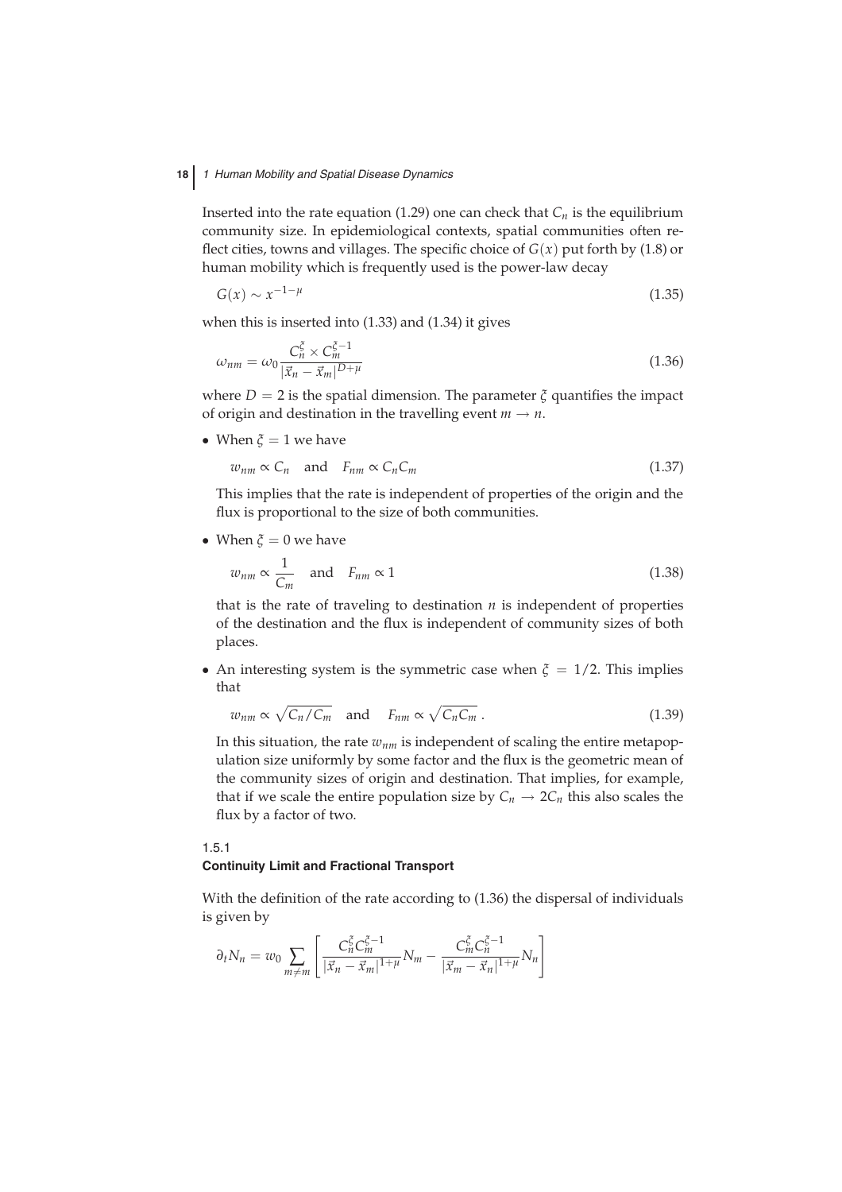Inserted into the rate equation (1.29) one can check that $C_n$ is the equilibrium community size. In epidemiological contexts, spatial communities often reflect cities, towns and villages. The specific choice of $G(x)$ put forth by (1.8) or human mobility which is frequently used is the power-law decay

$$G(x) \sim x^{-1-\mu} \tag{1.35}$$

when this is inserted into (1.33) and (1.34) it gives

$$\omega_{nm} = \omega_0 \frac{C_n^{\xi} \times C_m^{\xi-1}}{|\vec{x}_n - \vec{x}_m|^{D+\mu}} \tag{1.36}$$

where $D = 2$ is the spatial dimension. The parameter $\xi$ quantifies the impact of origin and destination in the travelling event $m \to n$.

- When $\xi = 1$ we have

$$w_{nm} \propto C_n \quad \text{and} \quad F_{nm} \propto C_n C_m \tag{1.37}$$

This implies that the rate is independent of properties of the origin and the flux is proportional to the size of both communities.

- When $\xi = 0$ we have

$$w_{nm} \propto \frac{1}{C_m} \quad \text{and} \quad F_{nm} \propto 1 \tag{1.38}$$

that is the rate of traveling to destination $n$ is independent of properties of the destination and the flux is independent of community sizes of both places.

- An interesting system is the symmetric case when $\xi = 1/2$. This implies that

$$w_{nm} \propto \sqrt{C_n/C_m} \quad \text{and} \quad F_{nm} \propto \sqrt{C_n C_m}\,. \tag{1.39}$$

In this situation, the rate $w_{nm}$ is independent of scaling the entire metapopulation size uniformly by some factor and the flux is the geometric mean of the community sizes of origin and destination. That implies, for example, that if we scale the entire population size by $C_n \to 2C_n$ this also scales the flux by a factor of two.

### 1.5.1
### Continuity Limit and Fractional Transport

With the definition of the rate according to (1.36) the dispersal of individuals is given by

$$\partial_t N_n = w_0 \sum_{m \neq m} \left[ \frac{C_n^{\xi} C_m^{\xi-1}}{|\vec{x}_n - \vec{x}_m|^{1+\mu}} N_m - \frac{C_m^{\xi} C_n^{\xi-1}}{|\vec{x}_m - \vec{x}_n|^{1+\mu}} N_n \right]$$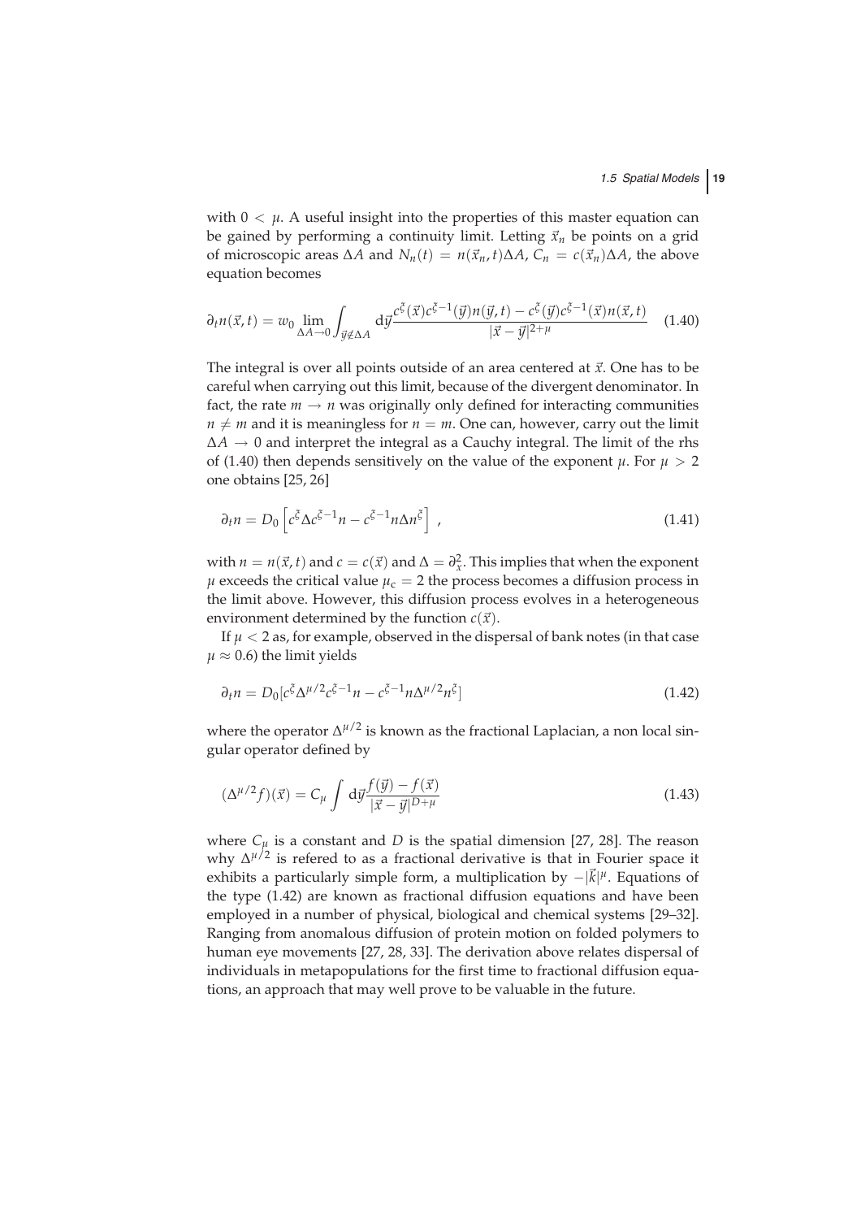with $0 < \mu$. A useful insight into the properties of this master equation can be gained by performing a continuity limit. Letting $\vec{x}_n$ be points on a grid of microscopic areas $\Delta A$ and $N_n(t) = n(\vec{x}_n, t)\Delta A$, $C_n = c(\vec{x}_n)\Delta A$, the above equation becomes

$$\partial_t n(\vec{x}, t) = w_0 \lim_{\Delta A \to 0} \int_{\vec{y} \notin \Delta A} d\vec{y} \frac{c^{\xi}(\vec{x}) c^{\xi-1}(\vec{y}) n(\vec{y}, t) - c^{\xi}(\vec{y}) c^{\xi-1}(\vec{x}) n(\vec{x}, t)}{|\vec{x} - \vec{y}|^{2+\mu}} \quad (1.40)$$

The integral is over all points outside of an area centered at $\vec{x}$. One has to be careful when carrying out this limit, because of the divergent denominator. In fact, the rate $m \to n$ was originally only defined for interacting communities $n \neq m$ and it is meaningless for $n = m$. One can, however, carry out the limit $\Delta A \to 0$ and interpret the integral as a Cauchy integral. The limit of the rhs of (1.40) then depends sensitively on the value of the exponent $\mu$. For $\mu > 2$ one obtains [25, 26]

$$\partial_t n = D_0 \left[ c^{\xi} \Delta c^{\xi-1} n - c^{\xi-1} n \Delta n^{\xi} \right] , \quad (1.41)$$

with $n = n(\vec{x}, t)$ and $c = c(\vec{x})$ and $\Delta = \partial_x^2$. This implies that when the exponent $\mu$ exceeds the critical value $\mu_c = 2$ the process becomes a diffusion process in the limit above. However, this diffusion process evolves in a heterogeneous environment determined by the function $c(\vec{x})$.

If $\mu < 2$ as, for example, observed in the dispersal of bank notes (in that case $\mu \approx 0.6$) the limit yields

$$\partial_t n = D_0 [c^{\xi} \Delta^{\mu/2} c^{\xi-1} n - c^{\xi-1} n \Delta^{\mu/2} n^{\xi}] \quad (1.42)$$

where the operator $\Delta^{\mu/2}$ is known as the fractional Laplacian, a non local singular operator defined by

$$(\Delta^{\mu/2} f)(\vec{x}) = C_{\mu} \int d\vec{y} \frac{f(\vec{y}) - f(\vec{x})}{|\vec{x} - \vec{y}|^{D+\mu}} \quad (1.43)$$

where $C_{\mu}$ is a constant and $D$ is the spatial dimension [27, 28]. The reason why $\Delta^{\mu/2}$ is refered to as a fractional derivative is that in Fourier space it exhibits a particularly simple form, a multiplication by $-|\vec{k}|^{\mu}$. Equations of the type (1.42) are known as fractional diffusion equations and have been employed in a number of physical, biological and chemical systems [29–32]. Ranging from anomalous diffusion of protein motion on folded polymers to human eye movements [27, 28, 33]. The derivation above relates dispersal of individuals in metapopulations for the first time to fractional diffusion equations, an approach that may well prove to be valuable in the future.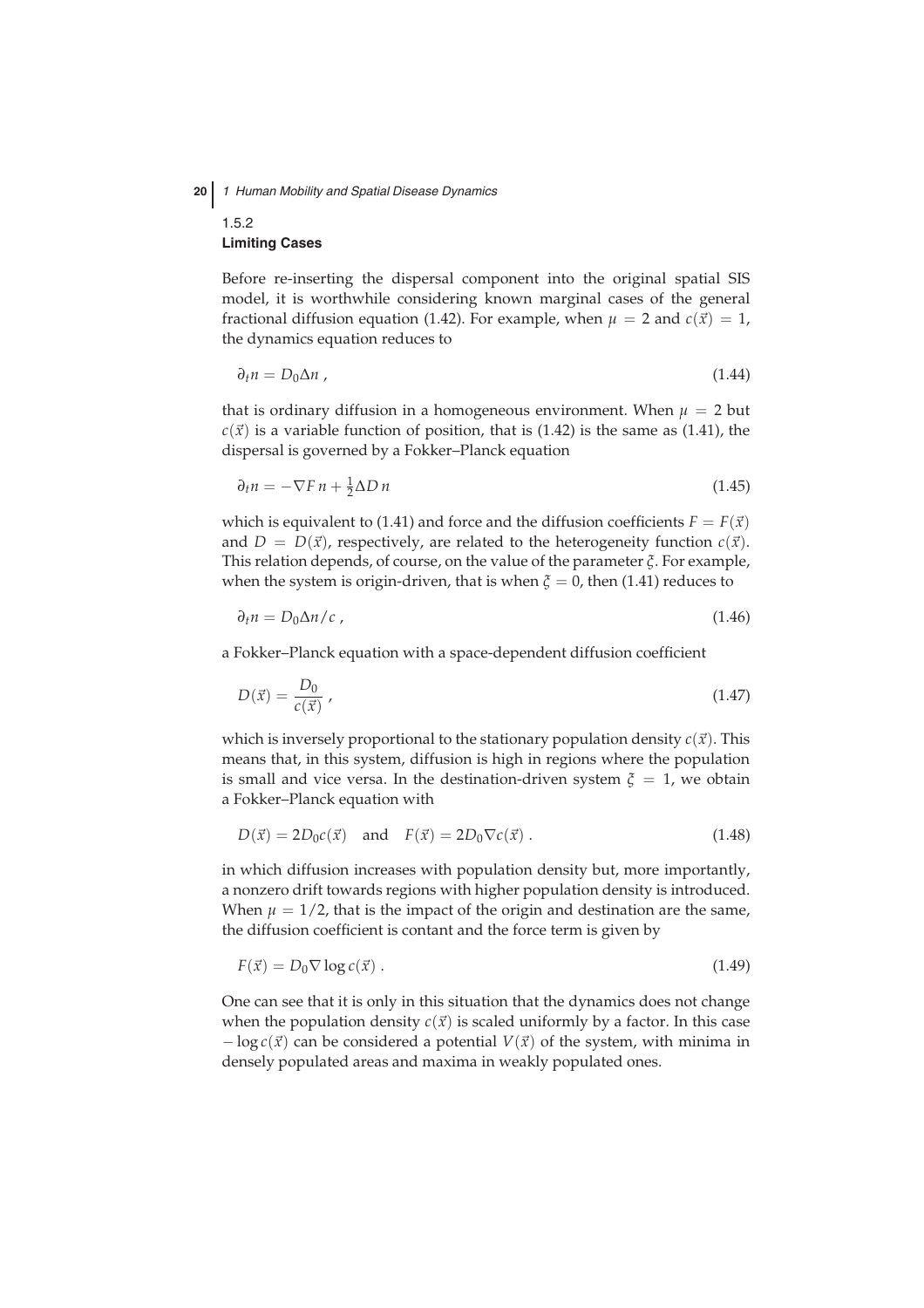### 1.5.2
### Limiting Cases

Before re-inserting the dispersal component into the original spatial SIS model, it is worthwhile considering known marginal cases of the general fractional diffusion equation (1.42). For example, when $\mu = 2$ and $c(\vec{x}) = 1$, the dynamics equation reduces to

$$\partial_t n = D_0 \Delta n \,, \tag{1.44}$$

that is ordinary diffusion in a homogeneous environment. When $\mu = 2$ but $c(\vec{x})$ is a variable function of position, that is (1.42) is the same as (1.41), the dispersal is governed by a Fokker–Planck equation

$$\partial_t n = -\nabla F \, n + \tfrac{1}{2} \Delta D \, n \tag{1.45}$$

which is equivalent to (1.41) and force and the diffusion coefficients $F = F(\vec{x})$ and $D = D(\vec{x})$, respectively, are related to the heterogeneity function $c(\vec{x})$. This relation depends, of course, on the value of the parameter $\xi$. For example, when the system is origin-driven, that is when $\xi = 0$, then (1.41) reduces to

$$\partial_t n = D_0 \Delta n / c \,, \tag{1.46}$$

a Fokker–Planck equation with a space-dependent diffusion coefficient

$$D(\vec{x}) = \frac{D_0}{c(\vec{x})} \,, \tag{1.47}$$

which is inversely proportional to the stationary population density $c(\vec{x})$. This means that, in this system, diffusion is high in regions where the population is small and vice versa. In the destination-driven system $\xi = 1$, we obtain a Fokker–Planck equation with

$$D(\vec{x}) = 2D_0 c(\vec{x}) \quad \text{and} \quad F(\vec{x}) = 2D_0 \nabla c(\vec{x}) \,. \tag{1.48}$$

in which diffusion increases with population density but, more importantly, a nonzero drift towards regions with higher population density is introduced. When $\mu = 1/2$, that is the impact of the origin and destination are the same, the diffusion coefficient is contant and the force term is given by

$$F(\vec{x}) = D_0 \nabla \log c(\vec{x}) \,. \tag{1.49}$$

One can see that it is only in this situation that the dynamics does not change when the population density $c(\vec{x})$ is scaled uniformly by a factor. In this case $-\log c(\vec{x})$ can be considered a potential $V(\vec{x})$ of the system, with minima in densely populated areas and maxima in weakly populated ones.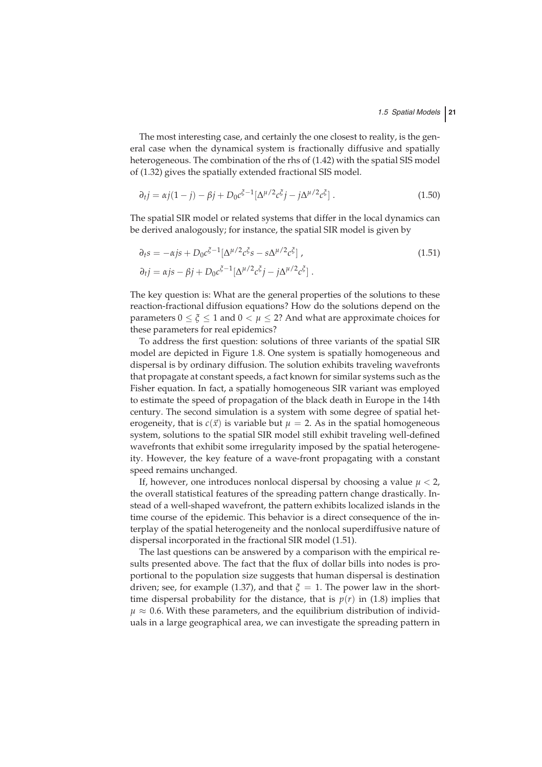The most interesting case, and certainly the one closest to reality, is the general case when the dynamical system is fractionally diffusive and spatially heterogeneous. The combination of the rhs of (1.42) with the spatial SIS model of (1.32) gives the spatially extended fractional SIS model.

$$\partial_t j = \alpha j(1-j) - \beta j + D_0 c^{\xi-1}[\Delta^{\mu/2} c^{\xi} j - j\Delta^{\mu/2} c^{\xi}] \,. \tag{1.50}$$

The spatial SIR model or related systems that differ in the local dynamics can be derived analogously; for instance, the spatial SIR model is given by

$$\begin{aligned} \partial_t s &= -\alpha j s + D_0 c^{\xi-1}[\Delta^{\mu/2} c^{\xi} s - s\Delta^{\mu/2} c^{\xi}] \,, \\ \partial_t j &= \alpha j s - \beta j + D_0 c^{\xi-1}[\Delta^{\mu/2} c^{\xi} j - j\Delta^{\mu/2} c^{\xi}] \,. \end{aligned} \tag{1.51}$$

The key question is: What are the general properties of the solutions to these reaction-fractional diffusion equations? How do the solutions depend on the parameters $0 \le \xi \le 1$ and $0 < \mu \le 2$? And what are approximate choices for these parameters for real epidemics?

To address the first question: solutions of three variants of the spatial SIR model are depicted in Figure 1.8. One system is spatially homogeneous and dispersal is by ordinary diffusion. The solution exhibits traveling wavefronts that propagate at constant speeds, a fact known for similar systems such as the Fisher equation. In fact, a spatially homogeneous SIR variant was employed to estimate the speed of propagation of the black death in Europe in the 14th century. The second simulation is a system with some degree of spatial heterogeneity, that is $c(\vec{x})$ is variable but $\mu = 2$. As in the spatial homogeneous system, solutions to the spatial SIR model still exhibit traveling well-defined wavefronts that exhibit some irregularity imposed by the spatial heterogeneity. However, the key feature of a wave-front propagating with a constant speed remains unchanged.

If, however, one introduces nonlocal dispersal by choosing a value $\mu < 2$, the overall statistical features of the spreading pattern change drastically. Instead of a well-shaped wavefront, the pattern exhibits localized islands in the time course of the epidemic. This behavior is a direct consequence of the interplay of the spatial heterogeneity and the nonlocal superdiffusive nature of dispersal incorporated in the fractional SIR model (1.51).

The last questions can be answered by a comparison with the empirical results presented above. The fact that the flux of dollar bills into nodes is proportional to the population size suggests that human dispersal is destination driven; see, for example (1.37), and that $\xi = 1$. The power law in the short-time dispersal probability for the distance, that is $p(r)$ in (1.8) implies that $\mu \approx 0.6$. With these parameters, and the equilibrium distribution of individuals in a large geographical area, we can investigate the spreading pattern in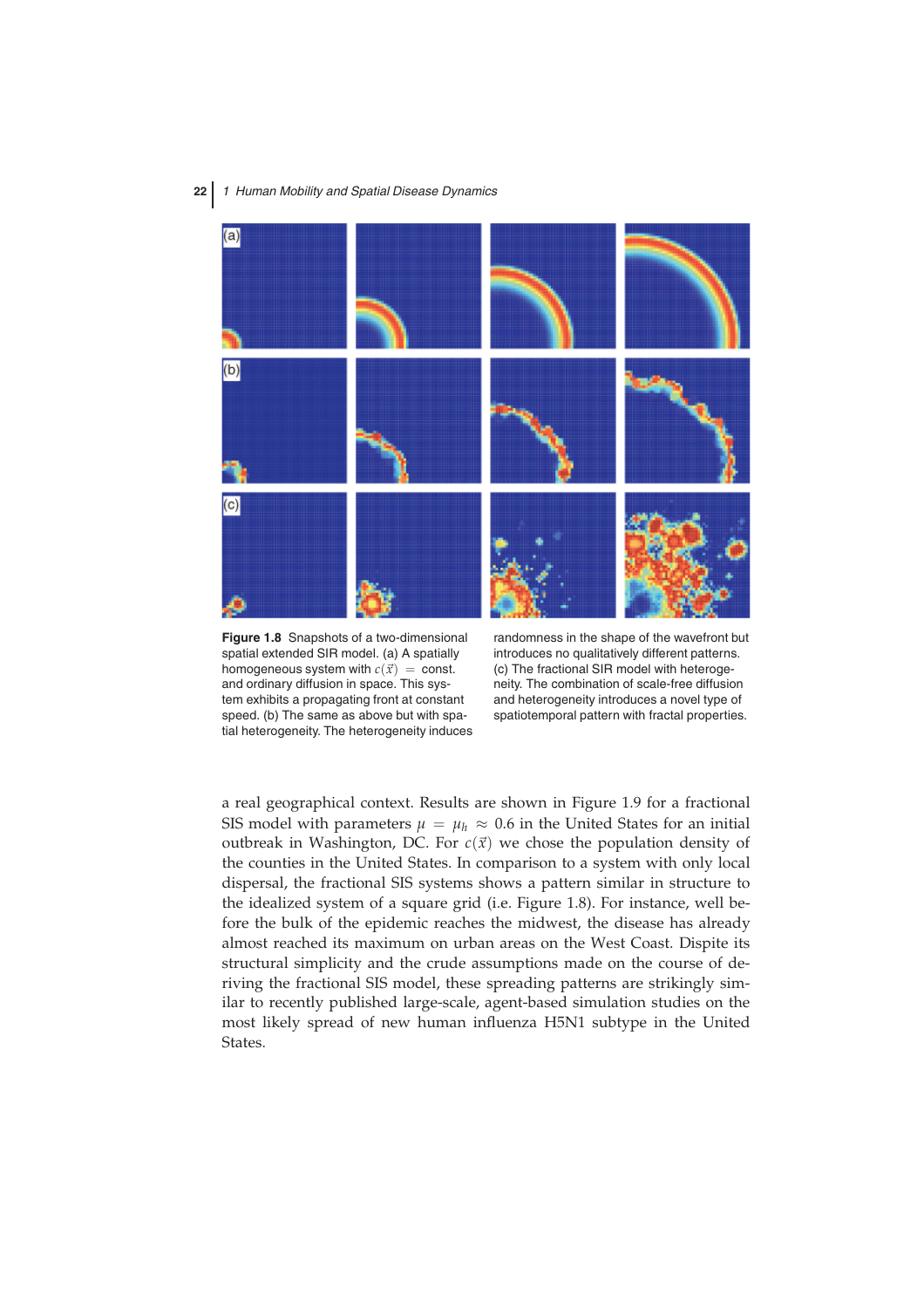**Figure 1.8** Snapshots of a two-dimensional spatial extended SIR model. (a) A spatially homogeneous system with $c(\vec{x}) = \text{const.}$ and ordinary diffusion in space. This system exhibits a propagating front at constant speed. (b) The same as above but with spatial heterogeneity. The heterogeneity induces randomness in the shape of the wavefront but introduces no qualitatively different patterns. (c) The fractional SIR model with heterogeneity. The combination of scale-free diffusion and heterogeneity introduces a novel type of spatiotemporal pattern with fractal properties.

a real geographical context. Results are shown in Figure 1.9 for a fractional SIS model with parameters $\mu = \mu_h \approx 0.6$ in the United States for an initial outbreak in Washington, DC. For $c(\vec{x})$ we chose the population density of the counties in the United States. In comparison to a system with only local dispersal, the fractional SIS systems shows a pattern similar in structure to the idealized system of a square grid (i.e. Figure 1.8). For instance, well before the bulk of the epidemic reaches the midwest, the disease has already almost reached its maximum on urban areas on the West Coast. Dispite its structural simplicity and the crude assumptions made on the course of deriving the fractional SIS model, these spreading patterns are strikingly similar to recently published large-scale, agent-based simulation studies on the most likely spread of new human influenza H5N1 subtype in the United States.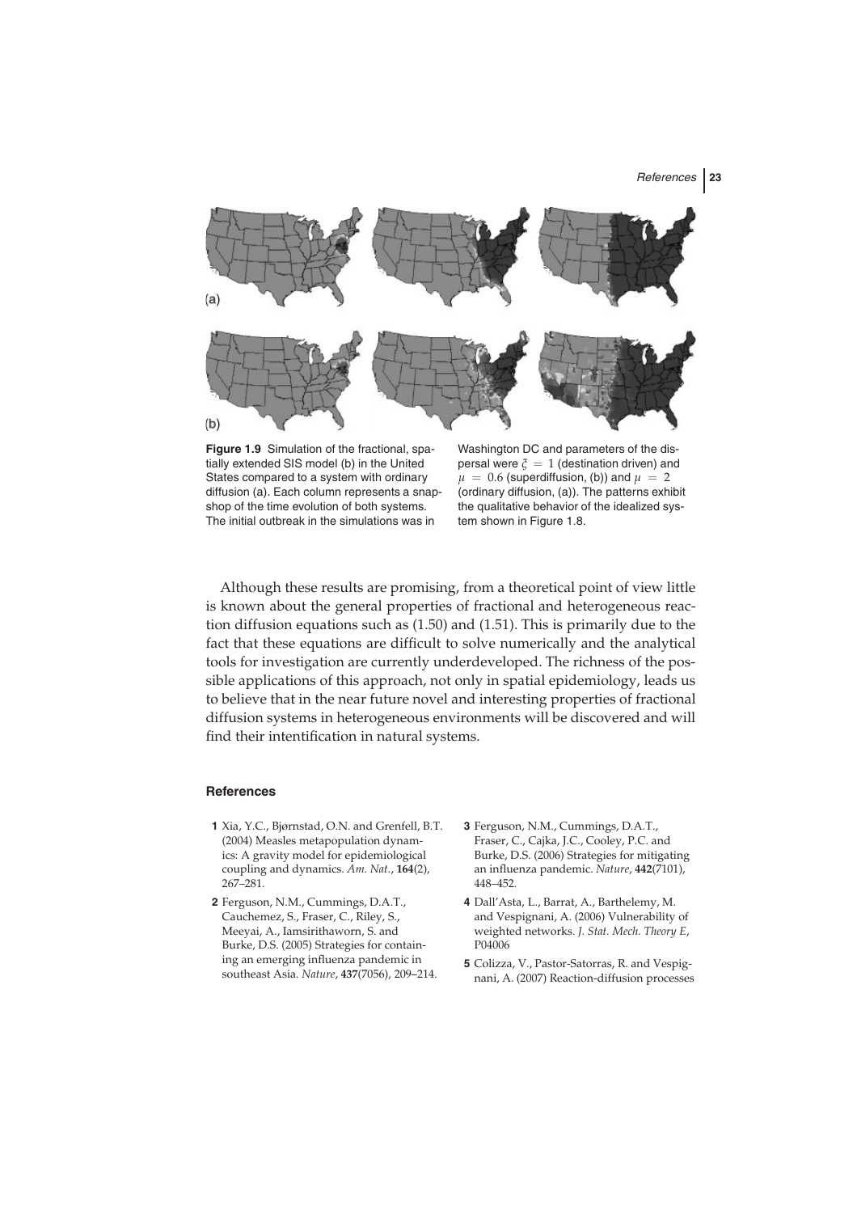**Figure 1.9** Simulation of the fractional, spatially extended SIS model (b) in the United States compared to a system with ordinary diffusion (a). Each column represents a snapshop of the time evolution of both systems. The initial outbreak in the simulations was in Washington DC and parameters of the dispersal were $\xi = 1$ (destination driven) and $\mu = 0.6$ (superdiffusion, (b)) and $\mu = 2$ (ordinary diffusion, (a)). The patterns exhibit the qualitative behavior of the idealized system shown in Figure 1.8.

Although these results are promising, from a theoretical point of view little is known about the general properties of fractional and heterogeneous reaction diffusion equations such as (1.50) and (1.51). This is primarily due to the fact that these equations are difficult to solve numerically and the analytical tools for investigation are currently underdeveloped. The richness of the possible applications of this approach, not only in spatial epidemiology, leads us to believe that in the near future novel and interesting properties of fractional diffusion systems in heterogeneous environments will be discovered and will find their intentification in natural systems.

## References

1. Xia, Y.C., Bjørnstad, O.N. and Grenfell, B.T. (2004) Measles metapopulation dynamics: A gravity model for epidemiological coupling and dynamics. *Am. Nat.*, **164**(2), 267–281.
2. Ferguson, N.M., Cummings, D.A.T., Cauchemez, S., Fraser, C., Riley, S., Meeyai, A., Iamsirithaworn, S. and Burke, D.S. (2005) Strategies for containing an emerging influenza pandemic in southeast Asia. *Nature*, **437**(7056), 209–214.
3. Ferguson, N.M., Cummings, D.A.T., Fraser, C., Cajka, J.C., Cooley, P.C. and Burke, D.S. (2006) Strategies for mitigating an influenza pandemic. *Nature*, **442**(7101), 448–452.
4. Dall'Asta, L., Barrat, A., Barthelemy, M. and Vespignani, A. (2006) Vulnerability of weighted networks. *J. Stat. Mech. Theory E*, P04006
5. Colizza, V., Pastor-Satorras, R. and Vespignani, A. (2007) Reaction-diffusion processes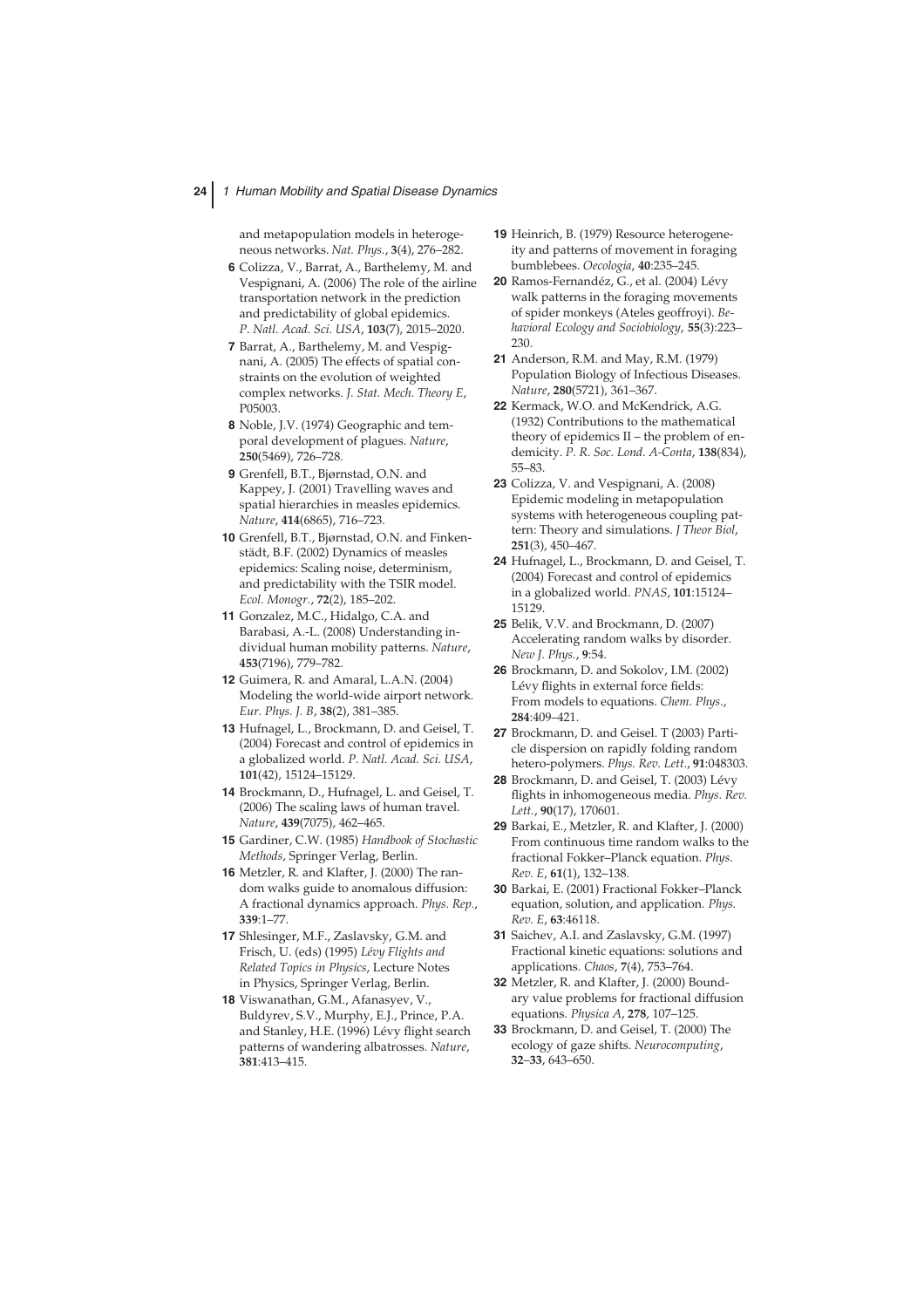and metapopulation models in heterogeneous networks. *Nat. Phys.*, **3**(4), 276–282.

**6** Colizza, V., Barrat, A., Barthelemy, M. and Vespignani, A. (2006) The role of the airline transportation network in the prediction and predictability of global epidemics. *P. Natl. Acad. Sci. USA*, **103**(7), 2015–2020.

**7** Barrat, A., Barthelemy, M. and Vespignani, A. (2005) The effects of spatial constraints on the evolution of weighted complex networks. *J. Stat. Mech. Theory E*, P05003.

**8** Noble, J.V. (1974) Geographic and temporal development of plagues. *Nature*, **250**(5469), 726–728.

**9** Grenfell, B.T., Bjørnstad, O.N. and Kappey, J. (2001) Travelling waves and spatial hierarchies in measles epidemics. *Nature*, **414**(6865), 716–723.

**10** Grenfell, B.T., Bjørnstad, O.N. and Finkenstädt, B.F. (2002) Dynamics of measles epidemics: Scaling noise, determinism, and predictability with the TSIR model. *Ecol. Monogr.*, **72**(2), 185–202.

**11** Gonzalez, M.C., Hidalgo, C.A. and Barabasi, A.-L. (2008) Understanding individual human mobility patterns. *Nature*, **453**(7196), 779–782.

**12** Guimera, R. and Amaral, L.A.N. (2004) Modeling the world-wide airport network. *Eur. Phys. J. B*, **38**(2), 381–385.

**13** Hufnagel, L., Brockmann, D. and Geisel, T. (2004) Forecast and control of epidemics in a globalized world. *P. Natl. Acad. Sci. USA*, **101**(42), 15124–15129.

**14** Brockmann, D., Hufnagel, L. and Geisel, T. (2006) The scaling laws of human travel. *Nature*, **439**(7075), 462–465.

**15** Gardiner, C.W. (1985) *Handbook of Stochastic Methods*, Springer Verlag, Berlin.

**16** Metzler, R. and Klafter, J. (2000) The random walks guide to anomalous diffusion: A fractional dynamics approach. *Phys. Rep.*, **339**:1–77.

**17** Shlesinger, M.F., Zaslavsky, G.M. and Frisch, U. (eds) (1995) *Lévy Flights and Related Topics in Physics*, Lecture Notes in Physics, Springer Verlag, Berlin.

**18** Viswanathan, G.M., Afanasyev, V., Buldyrev, S.V., Murphy, E.J., Prince, P.A. and Stanley, H.E. (1996) Lévy flight search patterns of wandering albatrosses. *Nature*, **381**:413–415.

**19** Heinrich, B. (1979) Resource heterogeneity and patterns of movement in foraging bumblebees. *Oecologia*, **40**:235–245.

**20** Ramos-Fernandéz, G., et al. (2004) Lévy walk patterns in the foraging movements of spider monkeys (Ateles geoffroyi). *Behavioral Ecology and Sociobiology*, **55**(3):223–230.

**21** Anderson, R.M. and May, R.M. (1979) Population Biology of Infectious Diseases. *Nature*, **280**(5721), 361–367.

**22** Kermack, W.O. and McKendrick, A.G. (1932) Contributions to the mathematical theory of epidemics II – the problem of endemicity. *P. R. Soc. Lond. A-Conta*, **138**(834), 55–83.

**23** Colizza, V. and Vespignani, A. (2008) Epidemic modeling in metapopulation systems with heterogeneous coupling pattern: Theory and simulations. *J Theor Biol*, **251**(3), 450–467.

**24** Hufnagel, L., Brockmann, D. and Geisel, T. (2004) Forecast and control of epidemics in a globalized world. *PNAS*, **101**:15124–15129.

**25** Belik, V.V. and Brockmann, D. (2007) Accelerating random walks by disorder. *New J. Phys.*, **9**:54.

**26** Brockmann, D. and Sokolov, I.M. (2002) Lévy flights in external force fields: From models to equations. *Chem. Phys.*, **284**:409–421.

**27** Brockmann, D. and Geisel. T (2003) Particle dispersion on rapidly folding random hetero-polymers. *Phys. Rev. Lett.*, **91**:048303.

**28** Brockmann, D. and Geisel, T. (2003) Lévy flights in inhomogeneous media. *Phys. Rev. Lett.*, **90**(17), 170601.

**29** Barkai, E., Metzler, R. and Klafter, J. (2000) From continuous time random walks to the fractional Fokker–Planck equation. *Phys. Rev. E*, **61**(1), 132–138.

**30** Barkai, E. (2001) Fractional Fokker–Planck equation, solution, and application. *Phys. Rev. E*, **63**:46118.

**31** Saichev, A.I. and Zaslavsky, G.M. (1997) Fractional kinetic equations: solutions and applications. *Chaos*, **7**(4), 753–764.

**32** Metzler, R. and Klafter, J. (2000) Boundary value problems for fractional diffusion equations. *Physica A*, **278**, 107–125.

**33** Brockmann, D. and Geisel, T. (2000) The ecology of gaze shifts. *Neurocomputing*, **32**–**33**, 643–650.